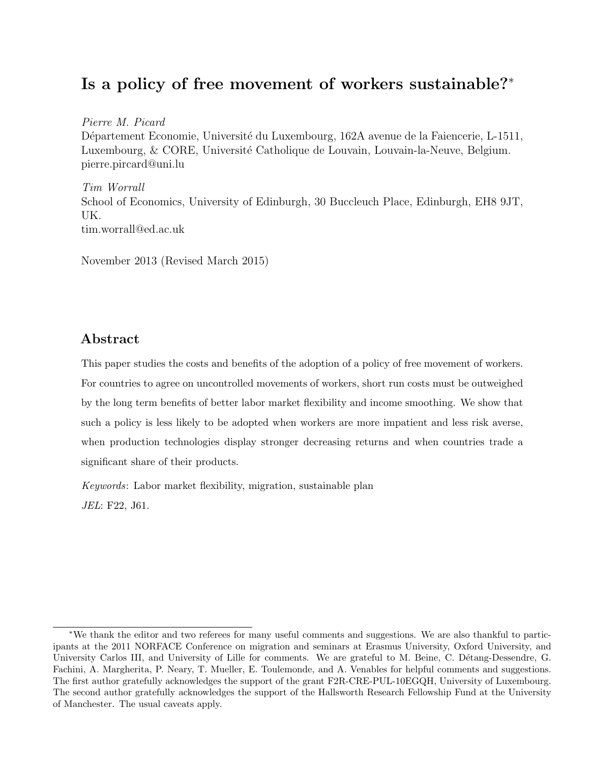# Is a policy of free movement of workers sustainable?*

*Pierre M. Picard*
Département Economie, Université du Luxembourg, 162A avenue de la Faiencerie, L-1511, Luxembourg, & CORE, Université Catholique de Louvain, Louvain-la-Neuve, Belgium.
pierre.pircard@uni.lu

*Tim Worrall*
School of Economics, University of Edinburgh, 30 Buccleuch Place, Edinburgh, EH8 9JT, UK.
tim.worrall@ed.ac.uk

November 2013 (Revised March 2015)

## Abstract

This paper studies the costs and benefits of the adoption of a policy of free movement of workers. For countries to agree on uncontrolled movements of workers, short run costs must be outweighed by the long term benefits of better labor market flexibility and income smoothing. We show that such a policy is less likely to be adopted when workers are more impatient and less risk averse, when production technologies display stronger decreasing returns and when countries trade a significant share of their products.

*Keywords*: Labor market flexibility, migration, sustainable plan

*JEL*: F22, J61.

---

*We thank the editor and two referees for many useful comments and suggestions. We are also thankful to participants at the 2011 NORFACE Conference on migration and seminars at Erasmus University, Oxford University, and University Carlos III, and University of Lille for comments. We are grateful to M. Beine, C. Détang-Dessendre, G. Fachini, A. Margherita, P. Neary, T. Mueller, E. Toulemonde, and A. Venables for helpful comments and suggestions. The first author gratefully acknowledges the support of the grant F2R-CRE-PUL-10EGQH, University of Luxembourg. The second author gratefully acknowledges the support of the Hallsworth Research Fellowship Fund at the University of Manchester. The usual caveats apply.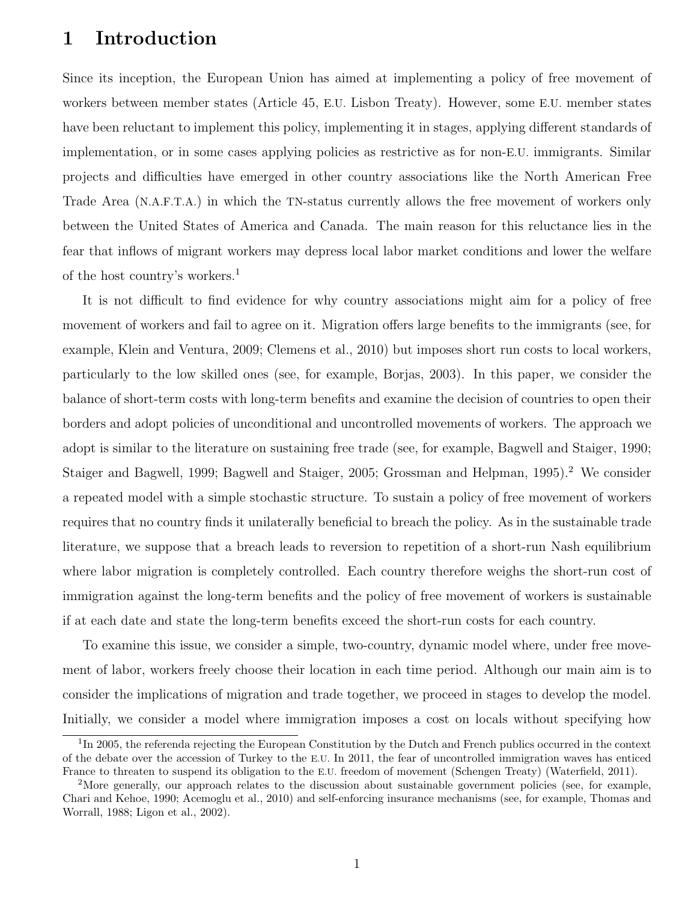# 1 Introduction

Since its inception, the European Union has aimed at implementing a policy of free movement of workers between member states (Article 45, E.U. Lisbon Treaty). However, some E.U. member states have been reluctant to implement this policy, implementing it in stages, applying different standards of implementation, or in some cases applying policies as restrictive as for non-E.U. immigrants. Similar projects and difficulties have emerged in other country associations like the North American Free Trade Area (N.A.F.T.A.) in which the TN-status currently allows the free movement of workers only between the United States of America and Canada. The main reason for this reluctance lies in the fear that inflows of migrant workers may depress local labor market conditions and lower the welfare of the host country's workers.[1]

It is not difficult to find evidence for why country associations might aim for a policy of free movement of workers and fail to agree on it. Migration offers large benefits to the immigrants (see, for example, Klein and Ventura, 2009; Clemens et al., 2010) but imposes short run costs to local workers, particularly to the low skilled ones (see, for example, Borjas, 2003). In this paper, we consider the balance of short-term costs with long-term benefits and examine the decision of countries to open their borders and adopt policies of unconditional and uncontrolled movements of workers. The approach we adopt is similar to the literature on sustaining free trade (see, for example, Bagwell and Staiger, 1990; Staiger and Bagwell, 1999; Bagwell and Staiger, 2005; Grossman and Helpman, 1995).[2] We consider a repeated model with a simple stochastic structure. To sustain a policy of free movement of workers requires that no country finds it unilaterally beneficial to breach the policy. As in the sustainable trade literature, we suppose that a breach leads to reversion to repetition of a short-run Nash equilibrium where labor migration is completely controlled. Each country therefore weighs the short-run cost of immigration against the long-term benefits and the policy of free movement of workers is sustainable if at each date and state the long-term benefits exceed the short-run costs for each country.

To examine this issue, we consider a simple, two-country, dynamic model where, under free movement of labor, workers freely choose their location in each time period. Although our main aim is to consider the implications of migration and trade together, we proceed in stages to develop the model. Initially, we consider a model where immigration imposes a cost on locals without specifying how

[1] In 2005, the referenda rejecting the European Constitution by the Dutch and French publics occurred in the context of the debate over the accession of Turkey to the E.U. In 2011, the fear of uncontrolled immigration waves has enticed France to threaten to suspend its obligation to the E.U. freedom of movement (Schengen Treaty) (Waterfield, 2011).

[2] More generally, our approach relates to the discussion about sustainable government policies (see, for example, Chari and Kehoe, 1990; Acemoglu et al., 2010) and self-enforcing insurance mechanisms (see, for example, Thomas and Worrall, 1988; Ligon et al., 2002).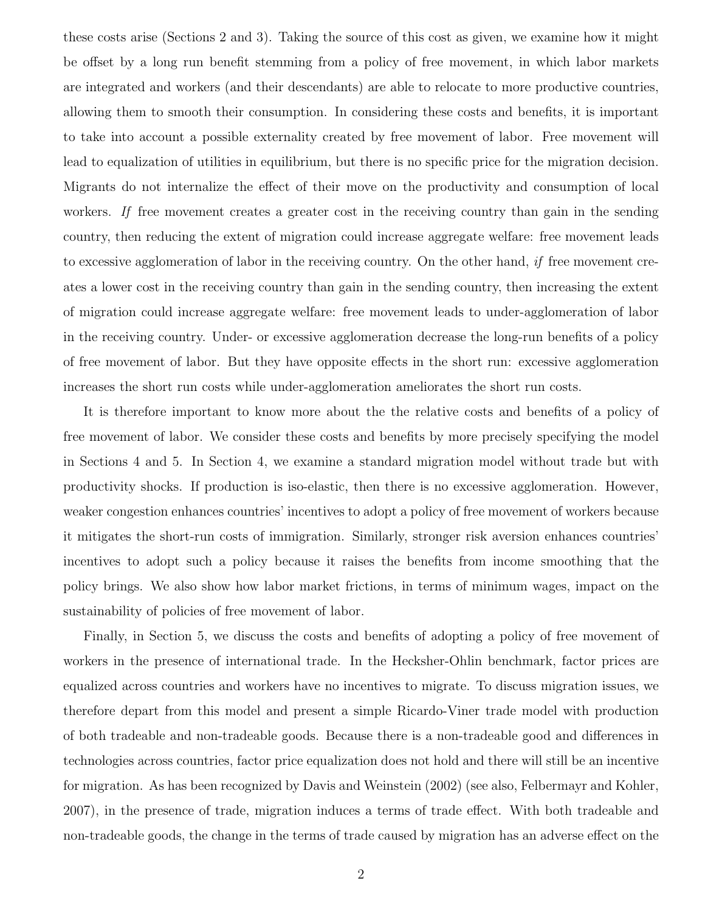these costs arise (Sections 2 and 3). Taking the source of this cost as given, we examine how it might be offset by a long run benefit stemming from a policy of free movement, in which labor markets are integrated and workers (and their descendants) are able to relocate to more productive countries, allowing them to smooth their consumption. In considering these costs and benefits, it is important to take into account a possible externality created by free movement of labor. Free movement will lead to equalization of utilities in equilibrium, but there is no specific price for the migration decision. Migrants do not internalize the effect of their move on the productivity and consumption of local workers. *If* free movement creates a greater cost in the receiving country than gain in the sending country, then reducing the extent of migration could increase aggregate welfare: free movement leads to excessive agglomeration of labor in the receiving country. On the other hand, *if* free movement creates a lower cost in the receiving country than gain in the sending country, then increasing the extent of migration could increase aggregate welfare: free movement leads to under-agglomeration of labor in the receiving country. Under- or excessive agglomeration decrease the long-run benefits of a policy of free movement of labor. But they have opposite effects in the short run: excessive agglomeration increases the short run costs while under-agglomeration ameliorates the short run costs.

It is therefore important to know more about the the relative costs and benefits of a policy of free movement of labor. We consider these costs and benefits by more precisely specifying the model in Sections 4 and 5. In Section 4, we examine a standard migration model without trade but with productivity shocks. If production is iso-elastic, then there is no excessive agglomeration. However, weaker congestion enhances countries' incentives to adopt a policy of free movement of workers because it mitigates the short-run costs of immigration. Similarly, stronger risk aversion enhances countries' incentives to adopt such a policy because it raises the benefits from income smoothing that the policy brings. We also show how labor market frictions, in terms of minimum wages, impact on the sustainability of policies of free movement of labor.

Finally, in Section 5, we discuss the costs and benefits of adopting a policy of free movement of workers in the presence of international trade. In the Hecksher-Ohlin benchmark, factor prices are equalized across countries and workers have no incentives to migrate. To discuss migration issues, we therefore depart from this model and present a simple Ricardo-Viner trade model with production of both tradeable and non-tradeable goods. Because there is a non-tradeable good and differences in technologies across countries, factor price equalization does not hold and there will still be an incentive for migration. As has been recognized by Davis and Weinstein (2002) (see also, Felbermayr and Kohler, 2007), in the presence of trade, migration induces a terms of trade effect. With both tradeable and non-tradeable goods, the change in the terms of trade caused by migration has an adverse effect on the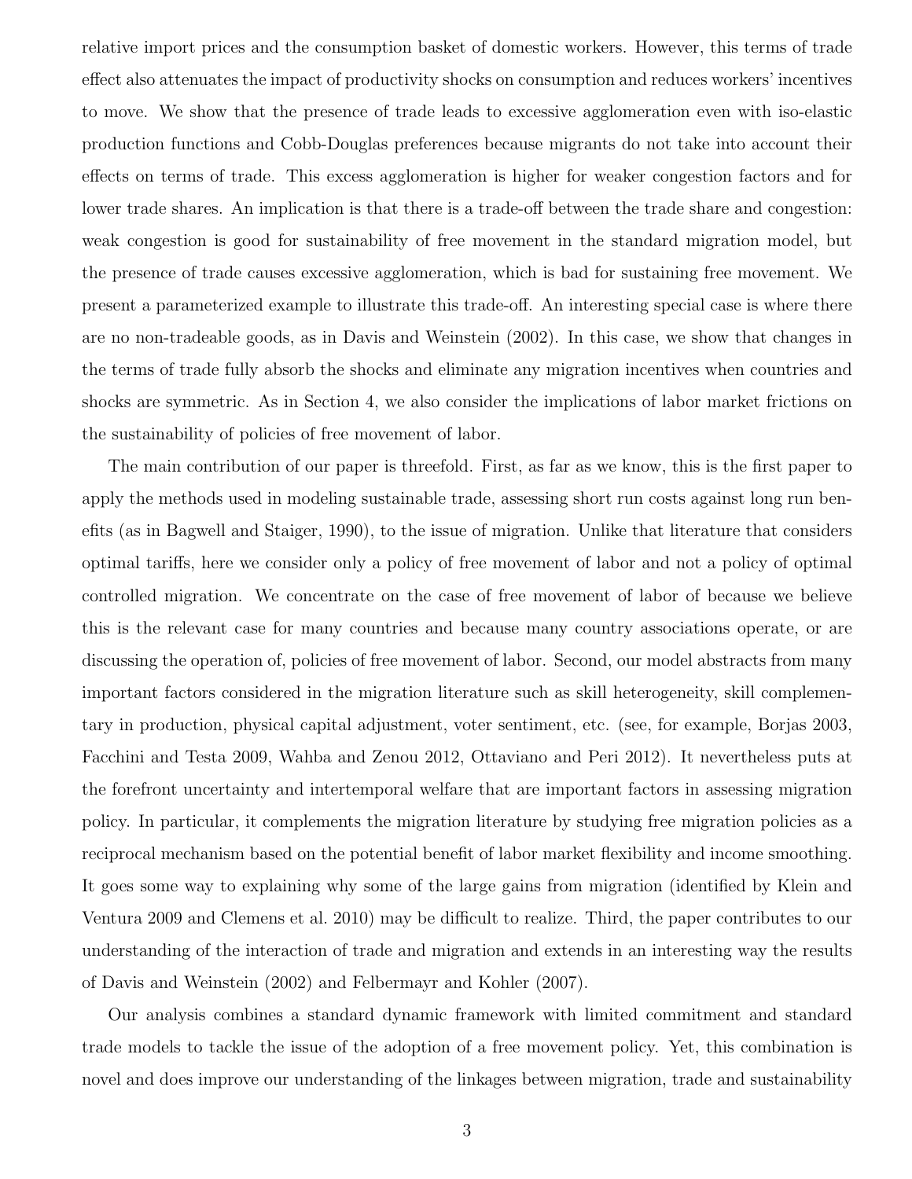relative import prices and the consumption basket of domestic workers. However, this terms of trade effect also attenuates the impact of productivity shocks on consumption and reduces workers' incentives to move. We show that the presence of trade leads to excessive agglomeration even with iso-elastic production functions and Cobb-Douglas preferences because migrants do not take into account their effects on terms of trade. This excess agglomeration is higher for weaker congestion factors and for lower trade shares. An implication is that there is a trade-off between the trade share and congestion: weak congestion is good for sustainability of free movement in the standard migration model, but the presence of trade causes excessive agglomeration, which is bad for sustaining free movement. We present a parameterized example to illustrate this trade-off. An interesting special case is where there are no non-tradeable goods, as in Davis and Weinstein (2002). In this case, we show that changes in the terms of trade fully absorb the shocks and eliminate any migration incentives when countries and shocks are symmetric. As in Section 4, we also consider the implications of labor market frictions on the sustainability of policies of free movement of labor.

The main contribution of our paper is threefold. First, as far as we know, this is the first paper to apply the methods used in modeling sustainable trade, assessing short run costs against long run benefits (as in Bagwell and Staiger, 1990), to the issue of migration. Unlike that literature that considers optimal tariffs, here we consider only a policy of free movement of labor and not a policy of optimal controlled migration. We concentrate on the case of free movement of labor of because we believe this is the relevant case for many countries and because many country associations operate, or are discussing the operation of, policies of free movement of labor. Second, our model abstracts from many important factors considered in the migration literature such as skill heterogeneity, skill complementary in production, physical capital adjustment, voter sentiment, etc. (see, for example, Borjas 2003, Facchini and Testa 2009, Wahba and Zenou 2012, Ottaviano and Peri 2012). It nevertheless puts at the forefront uncertainty and intertemporal welfare that are important factors in assessing migration policy. In particular, it complements the migration literature by studying free migration policies as a reciprocal mechanism based on the potential benefit of labor market flexibility and income smoothing. It goes some way to explaining why some of the large gains from migration (identified by Klein and Ventura 2009 and Clemens et al. 2010) may be difficult to realize. Third, the paper contributes to our understanding of the interaction of trade and migration and extends in an interesting way the results of Davis and Weinstein (2002) and Felbermayr and Kohler (2007).

Our analysis combines a standard dynamic framework with limited commitment and standard trade models to tackle the issue of the adoption of a free movement policy. Yet, this combination is novel and does improve our understanding of the linkages between migration, trade and sustainability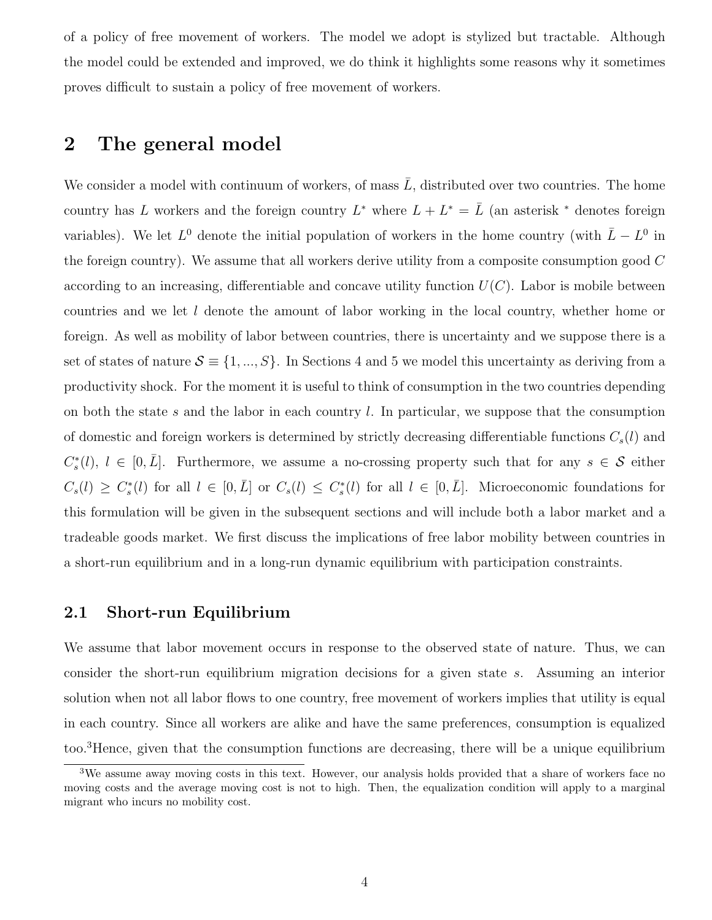of a policy of free movement of workers. The model we adopt is stylized but tractable. Although the model could be extended and improved, we do think it highlights some reasons why it sometimes proves difficult to sustain a policy of free movement of workers.

## 2 The general model

We consider a model with continuum of workers, of mass $\bar{L}$, distributed over two countries. The home country has $L$ workers and the foreign country $L^*$ where $L + L^* = \bar{L}$ (an asterisk $^*$ denotes foreign variables). We let $L^0$ denote the initial population of workers in the home country (with $\bar{L} - L^0$ in the foreign country). We assume that all workers derive utility from a composite consumption good $C$ according to an increasing, differentiable and concave utility function $U(C)$. Labor is mobile between countries and we let $l$ denote the amount of labor working in the local country, whether home or foreign. As well as mobility of labor between countries, there is uncertainty and we suppose there is a set of states of nature $\mathcal{S} \equiv \{1, ..., S\}$. In Sections 4 and 5 we model this uncertainty as deriving from a productivity shock. For the moment it is useful to think of consumption in the two countries depending on both the state $s$ and the labor in each country $l$. In particular, we suppose that the consumption of domestic and foreign workers is determined by strictly decreasing differentiable functions $C_s(l)$ and $C_s^*(l)$, $l \in [0, \bar{L}]$. Furthermore, we assume a no-crossing property such that for any $s \in \mathcal{S}$ either $C_s(l) \geq C_s^*(l)$ for all $l \in [0, \bar{L}]$ or $C_s(l) \leq C_s^*(l)$ for all $l \in [0, \bar{L}]$. Microeconomic foundations for this formulation will be given in the subsequent sections and will include both a labor market and a tradeable goods market. We first discuss the implications of free labor mobility between countries in a short-run equilibrium and in a long-run dynamic equilibrium with participation constraints.

### 2.1 Short-run Equilibrium

We assume that labor movement occurs in response to the observed state of nature. Thus, we can consider the short-run equilibrium migration decisions for a given state $s$. Assuming an interior solution when not all labor flows to one country, free movement of workers implies that utility is equal in each country. Since all workers are alike and have the same preferences, consumption is equalized too.[3] Hence, given that the consumption functions are decreasing, there will be a unique equilibrium

[3] We assume away moving costs in this text. However, our analysis holds provided that a share of workers face no moving costs and the average moving cost is not to high. Then, the equalization condition will apply to a marginal migrant who incurs no mobility cost.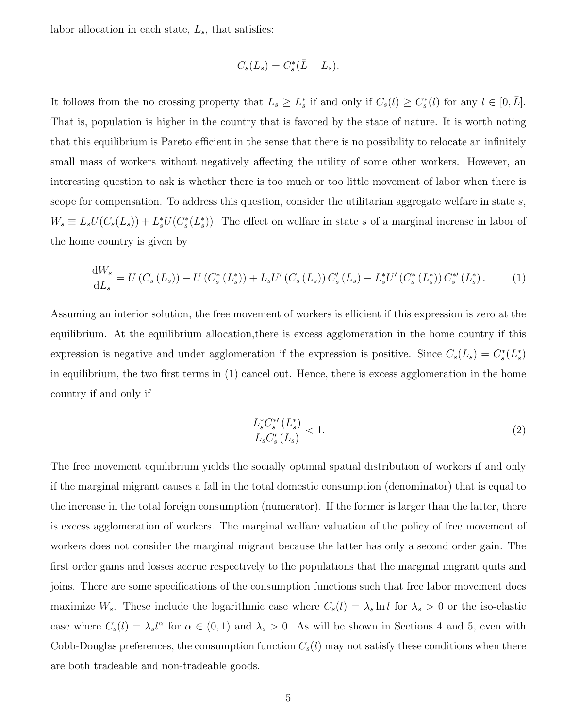labor allocation in each state, $L_s$, that satisfies:

$$C_s(L_s) = C_s^*(\bar{L} - L_s).$$

It follows from the no crossing property that $L_s \geq L_s^*$ if and only if $C_s(l) \geq C_s^*(l)$ for any $l \in [0, \bar{L}]$. That is, population is higher in the country that is favored by the state of nature. It is worth noting that this equilibrium is Pareto efficient in the sense that there is no possibility to relocate an infinitely small mass of workers without negatively affecting the utility of some other workers. However, an interesting question to ask is whether there is too much or too little movement of labor when there is scope for compensation. To address this question, consider the utilitarian aggregate welfare in state $s$, $W_s \equiv L_s U(C_s(L_s)) + L_s^* U(C_s^*(L_s^*))$. The effect on welfare in state $s$ of a marginal increase in labor of the home country is given by

$$\frac{\mathrm{d}W_s}{\mathrm{d}L_s} = U\left(C_s\left(L_s\right)\right) - U\left(C_s^*\left(L_s^*\right)\right) + L_s U'\left(C_s\left(L_s\right)\right) C_s'\left(L_s\right) - L_s^* U'\left(C_s^*\left(L_s^*\right)\right) C_s^{*\prime}\left(L_s^*\right). \tag{1}$$

Assuming an interior solution, the free movement of workers is efficient if this expression is zero at the equilibrium. At the equilibrium allocation,there is excess agglomeration in the home country if this expression is negative and under agglomeration if the expression is positive. Since $C_s(L_s) = C_s^*(L_s^*)$ in equilibrium, the two first terms in (1) cancel out. Hence, there is excess agglomeration in the home country if and only if

$$\frac{L_s^* C_s^{*\prime}\left(L_s^*\right)}{L_s C_s'\left(L_s\right)} < 1. \tag{2}$$

The free movement equilibrium yields the socially optimal spatial distribution of workers if and only if the marginal migrant causes a fall in the total domestic consumption (denominator) that is equal to the increase in the total foreign consumption (numerator). If the former is larger than the latter, there is excess agglomeration of workers. The marginal welfare valuation of the policy of free movement of workers does not consider the marginal migrant because the latter has only a second order gain. The first order gains and losses accrue respectively to the populations that the marginal migrant quits and joins. There are some specifications of the consumption functions such that free labor movement does maximize $W_s$. These include the logarithmic case where $C_s(l) = \lambda_s \ln l$ for $\lambda_s > 0$ or the iso-elastic case where $C_s(l) = \lambda_s l^\alpha$ for $\alpha \in (0, 1)$ and $\lambda_s > 0$. As will be shown in Sections 4 and 5, even with Cobb-Douglas preferences, the consumption function $C_s(l)$ may not satisfy these conditions when there are both tradeable and non-tradeable goods.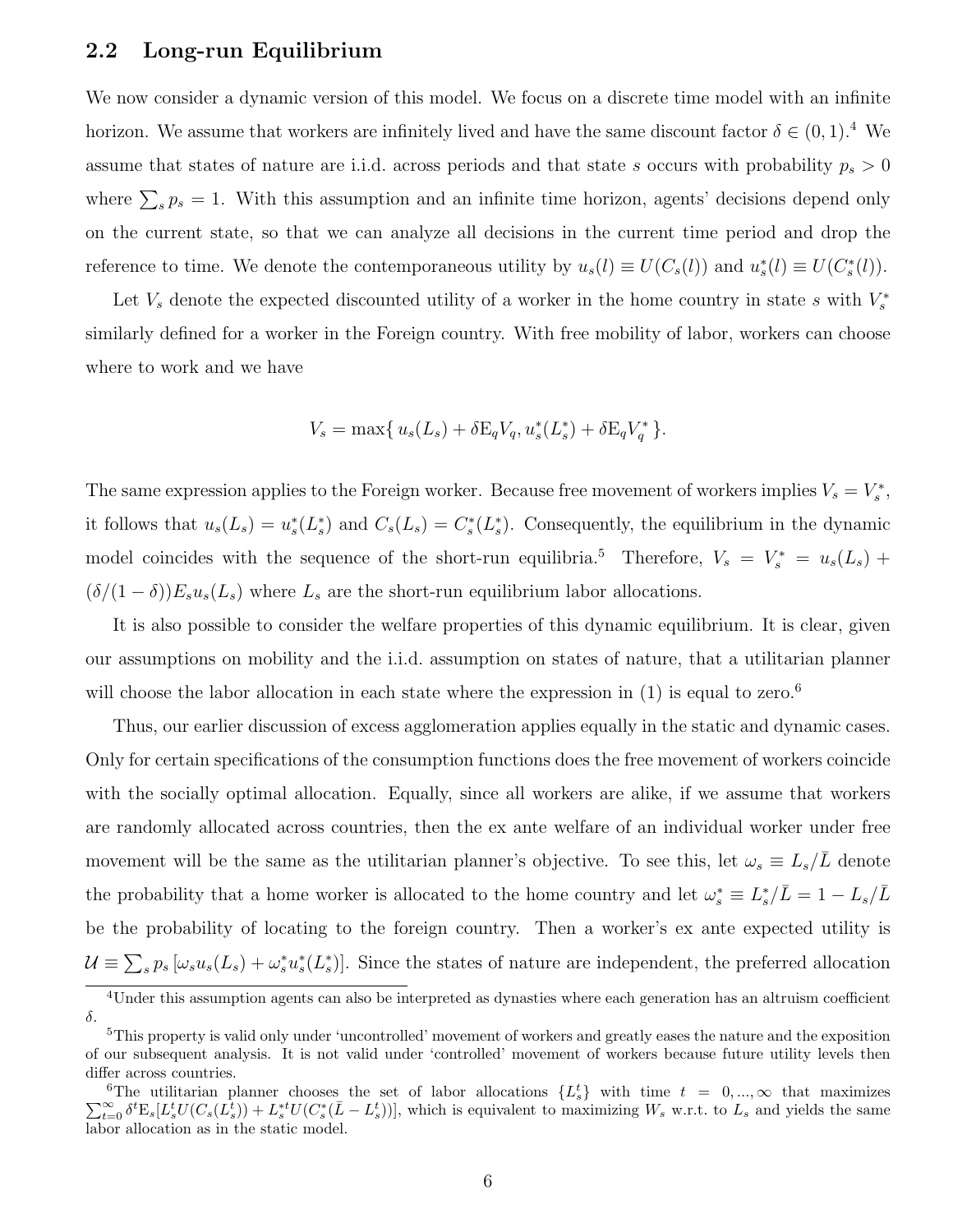## 2.2 Long-run Equilibrium

We now consider a dynamic version of this model. We focus on a discrete time model with an infinite horizon. We assume that workers are infinitely lived and have the same discount factor $\delta \in (0,1)$.[4] We assume that states of nature are i.i.d. across periods and that state $s$ occurs with probability $p_s > 0$ where $\sum_s p_s = 1$. With this assumption and an infinite time horizon, agents' decisions depend only on the current state, so that we can analyze all decisions in the current time period and drop the reference to time. We denote the contemporaneous utility by $u_s(l) \equiv U(C_s(l))$ and $u_s^*(l) \equiv U(C_s^*(l))$.

Let $V_s$ denote the expected discounted utility of a worker in the home country in state $s$ with $V_s^*$ similarly defined for a worker in the Foreign country. With free mobility of labor, workers can choose where to work and we have

$$V_s = \max\{\, u_s(L_s) + \delta \mathrm{E}_q V_q, u_s^*(L_s^*) + \delta \mathrm{E}_q V_q^* \,\}.$$

The same expression applies to the Foreign worker. Because free movement of workers implies $V_s = V_s^*$, it follows that $u_s(L_s) = u_s^*(L_s^*)$ and $C_s(L_s) = C_s^*(L_s^*)$. Consequently, the equilibrium in the dynamic model coincides with the sequence of the short-run equilibria.[5] Therefore, $V_s = V_s^* = u_s(L_s) + (\delta/(1-\delta))E_s u_s(L_s)$ where $L_s$ are the short-run equilibrium labor allocations.

It is also possible to consider the welfare properties of this dynamic equilibrium. It is clear, given our assumptions on mobility and the i.i.d. assumption on states of nature, that a utilitarian planner will choose the labor allocation in each state where the expression in (1) is equal to zero.[6]

Thus, our earlier discussion of excess agglomeration applies equally in the static and dynamic cases. Only for certain specifications of the consumption functions does the free movement of workers coincide with the socially optimal allocation. Equally, since all workers are alike, if we assume that workers are randomly allocated across countries, then the ex ante welfare of an individual worker under free movement will be the same as the utilitarian planner's objective. To see this, let $\omega_s \equiv L_s/\bar{L}$ denote the probability that a home worker is allocated to the home country and let $\omega_s^* \equiv L_s^*/\bar{L} = 1 - L_s/\bar{L}$ be the probability of locating to the foreign country. Then a worker's ex ante expected utility is $\mathcal{U} \equiv \sum_s p_s \left[\omega_s u_s(L_s) + \omega_s^* u_s^*(L_s^*)\right]$. Since the states of nature are independent, the preferred allocation

---

[4] Under this assumption agents can also be interpreted as dynasties where each generation has an altruism coefficient $\delta$.

[5] This property is valid only under 'uncontrolled' movement of workers and greatly eases the nature and the exposition of our subsequent analysis. It is not valid under 'controlled' movement of workers because future utility levels then differ across countries.

[6] The utilitarian planner chooses the set of labor allocations $\{L_s^t\}$ with time $t = 0, ..., \infty$ that maximizes $\sum_{t=0}^{\infty} \delta^t \mathrm{E}_s[L_s^t U(C_s(L_s^t)) + L_s^{*t} U(C_s^*(\bar{L} - L_s^t))]$, which is equivalent to maximizing $W_s$ w.r.t. to $L_s$ and yields the same labor allocation as in the static model.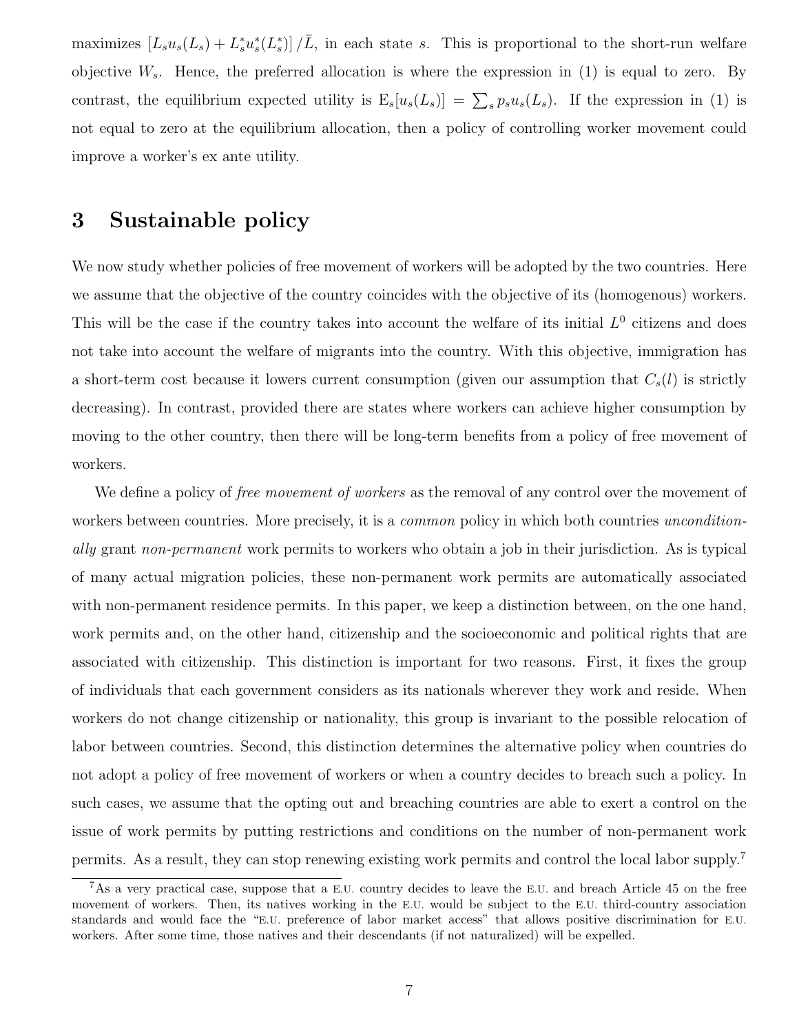maximizes $\left[L_s u_s(L_s) + L_s^* u_s^*(L_s^*)\right]/\bar{L}$, in each state $s$. This is proportional to the short-run welfare objective $W_s$. Hence, the preferred allocation is where the expression in (1) is equal to zero. By contrast, the equilibrium expected utility is $\mathrm{E}_s[u_s(L_s)] = \sum_s p_s u_s(L_s)$. If the expression in (1) is not equal to zero at the equilibrium allocation, then a policy of controlling worker movement could improve a worker's ex ante utility.

# 3 Sustainable policy

We now study whether policies of free movement of workers will be adopted by the two countries. Here we assume that the objective of the country coincides with the objective of its (homogenous) workers. This will be the case if the country takes into account the welfare of its initial $L^0$ citizens and does not take into account the welfare of migrants into the country. With this objective, immigration has a short-term cost because it lowers current consumption (given our assumption that $C_s(l)$ is strictly decreasing). In contrast, provided there are states where workers can achieve higher consumption by moving to the other country, then there will be long-term benefits from a policy of free movement of workers.

We define a policy of *free movement of workers* as the removal of any control over the movement of workers between countries. More precisely, it is a *common* policy in which both countries *unconditionally* grant *non-permanent* work permits to workers who obtain a job in their jurisdiction. As is typical of many actual migration policies, these non-permanent work permits are automatically associated with non-permanent residence permits. In this paper, we keep a distinction between, on the one hand, work permits and, on the other hand, citizenship and the socioeconomic and political rights that are associated with citizenship. This distinction is important for two reasons. First, it fixes the group of individuals that each government considers as its nationals wherever they work and reside. When workers do not change citizenship or nationality, this group is invariant to the possible relocation of labor between countries. Second, this distinction determines the alternative policy when countries do not adopt a policy of free movement of workers or when a country decides to breach such a policy. In such cases, we assume that the opting out and breaching countries are able to exert a control on the issue of work permits by putting restrictions and conditions on the number of non-permanent work permits. As a result, they can stop renewing existing work permits and control the local labor supply.[7]

[7] As a very practical case, suppose that a E.U. country decides to leave the E.U. and breach Article 45 on the free movement of workers. Then, its natives working in the E.U. would be subject to the E.U. third-country association standards and would face the "E.U. preference of labor market access" that allows positive discrimination for E.U. workers. After some time, those natives and their descendants (if not naturalized) will be expelled.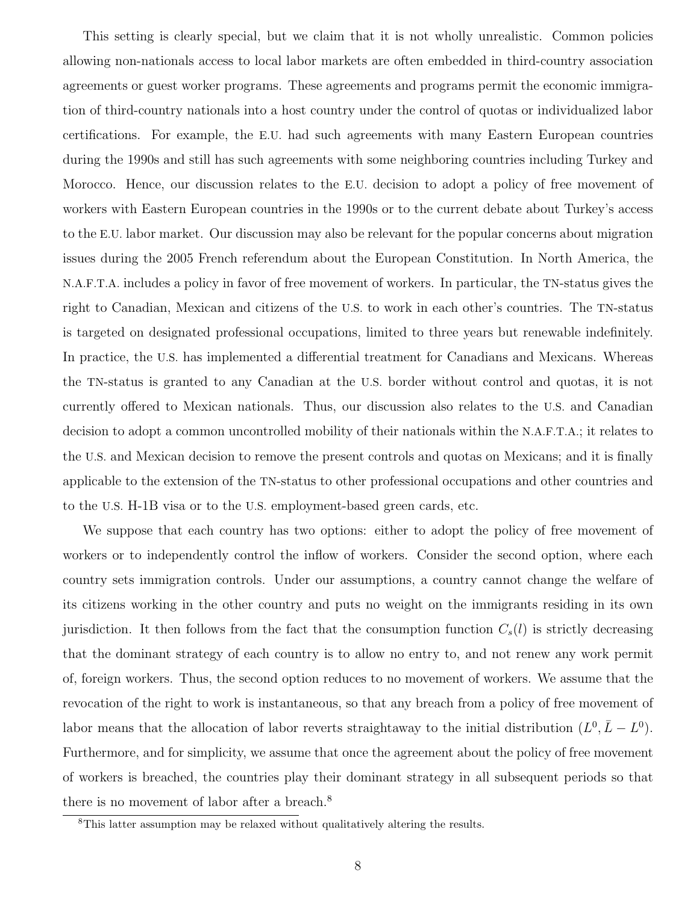This setting is clearly special, but we claim that it is not wholly unrealistic. Common policies allowing non-nationals access to local labor markets are often embedded in third-country association agreements or guest worker programs. These agreements and programs permit the economic immigration of third-country nationals into a host country under the control of quotas or individualized labor certifications. For example, the E.U. had such agreements with many Eastern European countries during the 1990s and still has such agreements with some neighboring countries including Turkey and Morocco. Hence, our discussion relates to the E.U. decision to adopt a policy of free movement of workers with Eastern European countries in the 1990s or to the current debate about Turkey's access to the E.U. labor market. Our discussion may also be relevant for the popular concerns about migration issues during the 2005 French referendum about the European Constitution. In North America, the N.A.F.T.A. includes a policy in favor of free movement of workers. In particular, the TN-status gives the right to Canadian, Mexican and citizens of the U.S. to work in each other's countries. The TN-status is targeted on designated professional occupations, limited to three years but renewable indefinitely. In practice, the U.S. has implemented a differential treatment for Canadians and Mexicans. Whereas the TN-status is granted to any Canadian at the U.S. border without control and quotas, it is not currently offered to Mexican nationals. Thus, our discussion also relates to the U.S. and Canadian decision to adopt a common uncontrolled mobility of their nationals within the N.A.F.T.A.; it relates to the U.S. and Mexican decision to remove the present controls and quotas on Mexicans; and it is finally applicable to the extension of the TN-status to other professional occupations and other countries and to the U.S. H-1B visa or to the U.S. employment-based green cards, etc.

We suppose that each country has two options: either to adopt the policy of free movement of workers or to independently control the inflow of workers. Consider the second option, where each country sets immigration controls. Under our assumptions, a country cannot change the welfare of its citizens working in the other country and puts no weight on the immigrants residing in its own jurisdiction. It then follows from the fact that the consumption function $C_s(l)$ is strictly decreasing that the dominant strategy of each country is to allow no entry to, and not renew any work permit of, foreign workers. Thus, the second option reduces to no movement of workers. We assume that the revocation of the right to work is instantaneous, so that any breach from a policy of free movement of labor means that the allocation of labor reverts straightaway to the initial distribution $(L^0, \bar{L} - L^0)$. Furthermore, and for simplicity, we assume that once the agreement about the policy of free movement of workers is breached, the countries play their dominant strategy in all subsequent periods so that there is no movement of labor after a breach.[8]

[8] This latter assumption may be relaxed without qualitatively altering the results.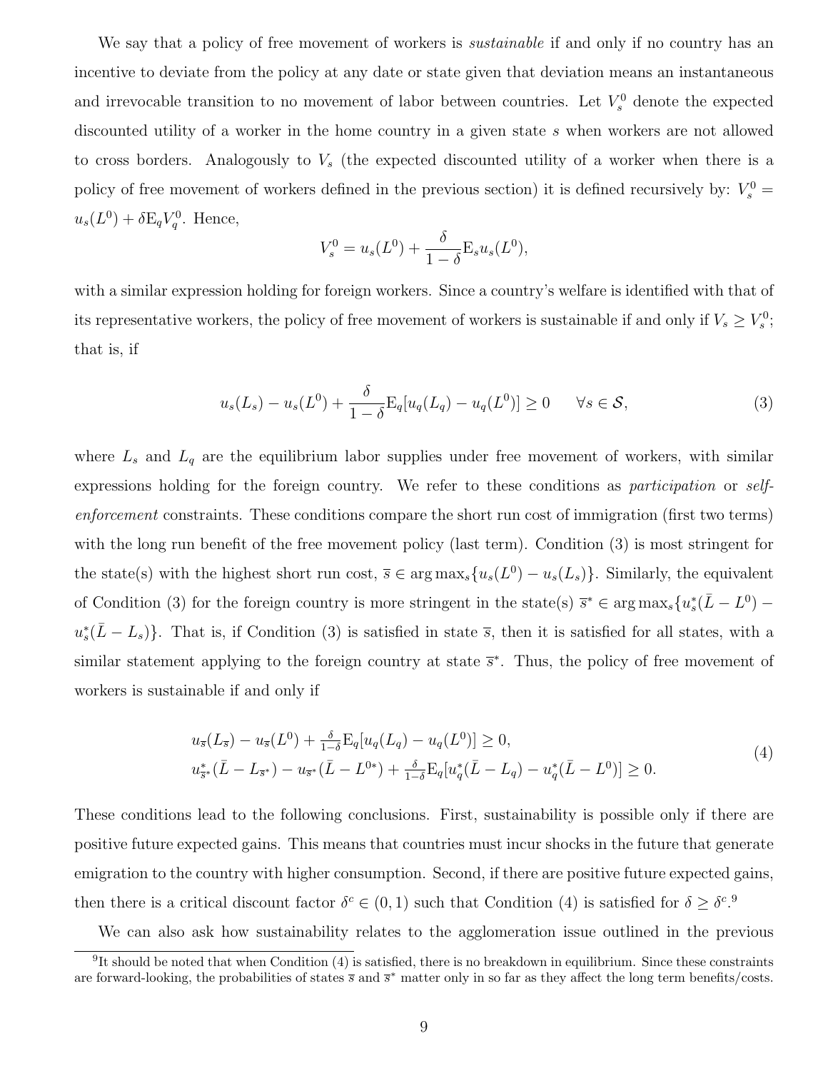We say that a policy of free movement of workers is *sustainable* if and only if no country has an incentive to deviate from the policy at any date or state given that deviation means an instantaneous and irrevocable transition to no movement of labor between countries. Let $V_s^0$ denote the expected discounted utility of a worker in the home country in a given state $s$ when workers are not allowed to cross borders. Analogously to $V_s$ (the expected discounted utility of a worker when there is a policy of free movement of workers defined in the previous section) it is defined recursively by: $V_s^0 = u_s(L^0) + \delta \mathrm{E}_q V_q^0$. Hence,

$$V_s^0 = u_s(L^0) + \frac{\delta}{1-\delta}\mathrm{E}_s u_s(L^0),$$

with a similar expression holding for foreign workers. Since a country's welfare is identified with that of its representative workers, the policy of free movement of workers is sustainable if and only if $V_s \geq V_s^0$; that is, if

$$u_s(L_s) - u_s(L^0) + \frac{\delta}{1-\delta}\mathrm{E}_q[u_q(L_q) - u_q(L^0)] \geq 0 \qquad \forall s \in \mathcal{S}, \tag{3}$$

where $L_s$ and $L_q$ are the equilibrium labor supplies under free movement of workers, with similar expressions holding for the foreign country. We refer to these conditions as *participation* or *self-enforcement* constraints. These conditions compare the short run cost of immigration (first two terms) with the long run benefit of the free movement policy (last term). Condition (3) is most stringent for the state(s) with the highest short run cost, $\overline{s} \in \arg\max_s\{u_s(L^0) - u_s(L_s)\}$. Similarly, the equivalent of Condition (3) for the foreign country is more stringent in the state(s) $\overline{s}^* \in \arg\max_s\{u_s^*(\bar{L} - L^0) - u_s^*(\bar{L} - L_s)\}$. That is, if Condition (3) is satisfied in state $\overline{s}$, then it is satisfied for all states, with a similar statement applying to the foreign country at state $\overline{s}^*$. Thus, the policy of free movement of workers is sustainable if and only if

$$\begin{aligned} &u_{\overline{s}}(L_{\overline{s}}) - u_{\overline{s}}(L^0) + \tfrac{\delta}{1-\delta}\mathrm{E}_q[u_q(L_q) - u_q(L^0)] \geq 0, \\ &u^*_{\overline{s}^*}(\bar{L} - L_{\overline{s}^*}) - u_{\overline{s}^*}(\bar{L} - L^{0*}) + \tfrac{\delta}{1-\delta}\mathrm{E}_q[u^*_q(\bar{L} - L_q) - u^*_q(\bar{L} - L^0)] \geq 0. \end{aligned} \tag{4}$$

These conditions lead to the following conclusions. First, sustainability is possible only if there are positive future expected gains. This means that countries must incur shocks in the future that generate emigration to the country with higher consumption. Second, if there are positive future expected gains, then there is a critical discount factor $\delta^c \in (0,1)$ such that Condition (4) is satisfied for $\delta \geq \delta^c$.[9]

We can also ask how sustainability relates to the agglomeration issue outlined in the previous

[9] It should be noted that when Condition (4) is satisfied, there is no breakdown in equilibrium. Since these constraints are forward-looking, the probabilities of states $\overline{s}$ and $\overline{s}^*$ matter only in so far as they affect the long term benefits/costs.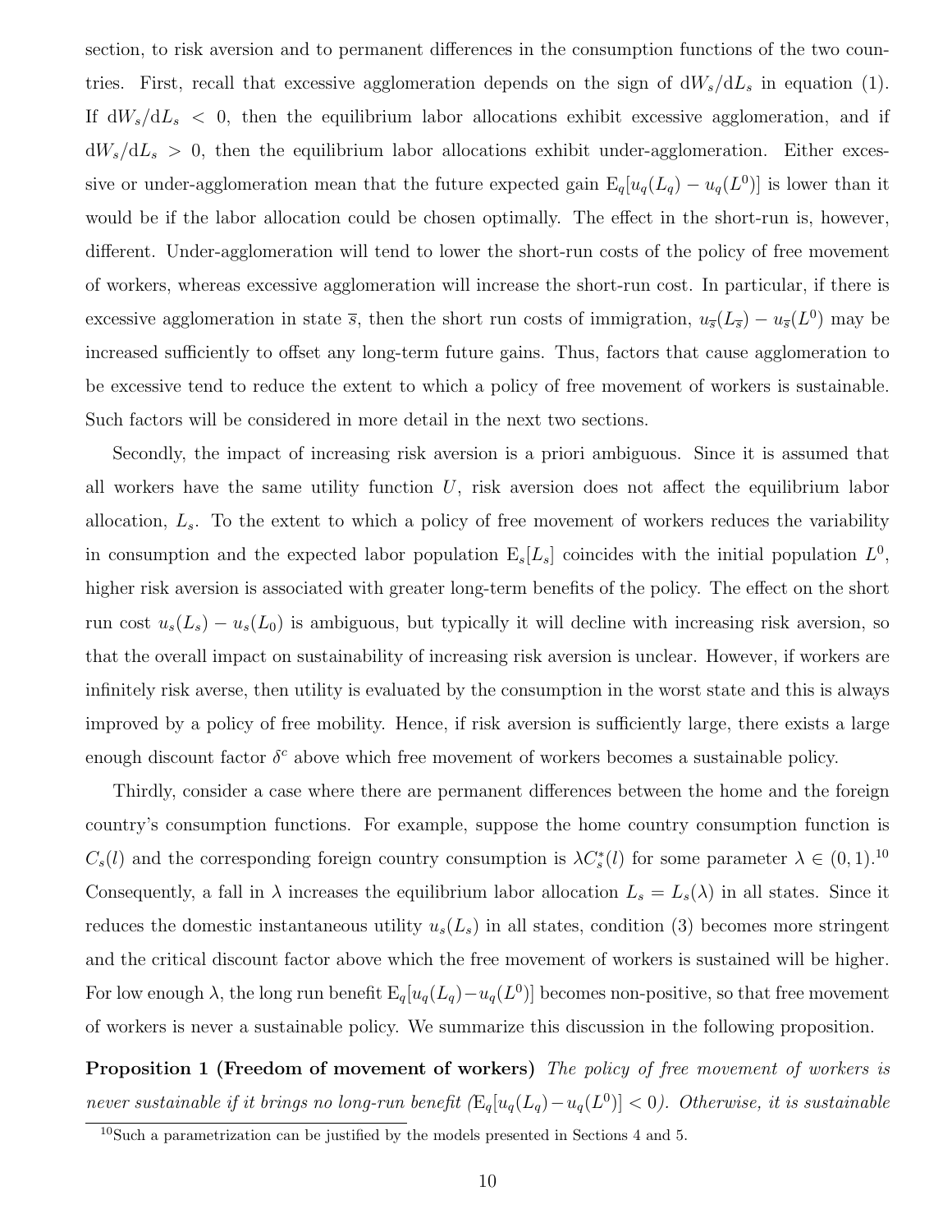section, to risk aversion and to permanent differences in the consumption functions of the two countries. First, recall that excessive agglomeration depends on the sign of $\mathrm{d}W_s/\mathrm{d}L_s$ in equation (1). If $\mathrm{d}W_s/\mathrm{d}L_s < 0$, then the equilibrium labor allocations exhibit excessive agglomeration, and if $\mathrm{d}W_s/\mathrm{d}L_s > 0$, then the equilibrium labor allocations exhibit under-agglomeration. Either excessive or under-agglomeration mean that the future expected gain $\mathrm{E}_q[u_q(L_q) - u_q(L^0)]$ is lower than it would be if the labor allocation could be chosen optimally. The effect in the short-run is, however, different. Under-agglomeration will tend to lower the short-run costs of the policy of free movement of workers, whereas excessive agglomeration will increase the short-run cost. In particular, if there is excessive agglomeration in state $\overline{s}$, then the short run costs of immigration, $u_{\overline{s}}(L_{\overline{s}}) - u_{\overline{s}}(L^0)$ may be increased sufficiently to offset any long-term future gains. Thus, factors that cause agglomeration to be excessive tend to reduce the extent to which a policy of free movement of workers is sustainable. Such factors will be considered in more detail in the next two sections.

Secondly, the impact of increasing risk aversion is a priori ambiguous. Since it is assumed that all workers have the same utility function $U$, risk aversion does not affect the equilibrium labor allocation, $L_s$. To the extent to which a policy of free movement of workers reduces the variability in consumption and the expected labor population $\mathrm{E}_s[L_s]$ coincides with the initial population $L^0$, higher risk aversion is associated with greater long-term benefits of the policy. The effect on the short run cost $u_s(L_s) - u_s(L_0)$ is ambiguous, but typically it will decline with increasing risk aversion, so that the overall impact on sustainability of increasing risk aversion is unclear. However, if workers are infinitely risk averse, then utility is evaluated by the consumption in the worst state and this is always improved by a policy of free mobility. Hence, if risk aversion is sufficiently large, there exists a large enough discount factor $\delta^c$ above which free movement of workers becomes a sustainable policy.

Thirdly, consider a case where there are permanent differences between the home and the foreign country's consumption functions. For example, suppose the home country consumption function is $C_s(l)$ and the corresponding foreign country consumption is $\lambda C_s^*(l)$ for some parameter $\lambda \in (0, 1)$.[10] Consequently, a fall in $\lambda$ increases the equilibrium labor allocation $L_s = L_s(\lambda)$ in all states. Since it reduces the domestic instantaneous utility $u_s(L_s)$ in all states, condition (3) becomes more stringent and the critical discount factor above which the free movement of workers is sustained will be higher. For low enough $\lambda$, the long run benefit $\mathrm{E}_q[u_q(L_q) - u_q(L^0)]$ becomes non-positive, so that free movement of workers is never a sustainable policy. We summarize this discussion in the following proposition.

**Proposition 1 (Freedom of movement of workers)** *The policy of free movement of workers is never sustainable if it brings no long-run benefit ($\mathrm{E}_q[u_q(L_q) - u_q(L^0)] < 0$). Otherwise, it is sustainable*

[10] Such a parametrization can be justified by the models presented in Sections 4 and 5.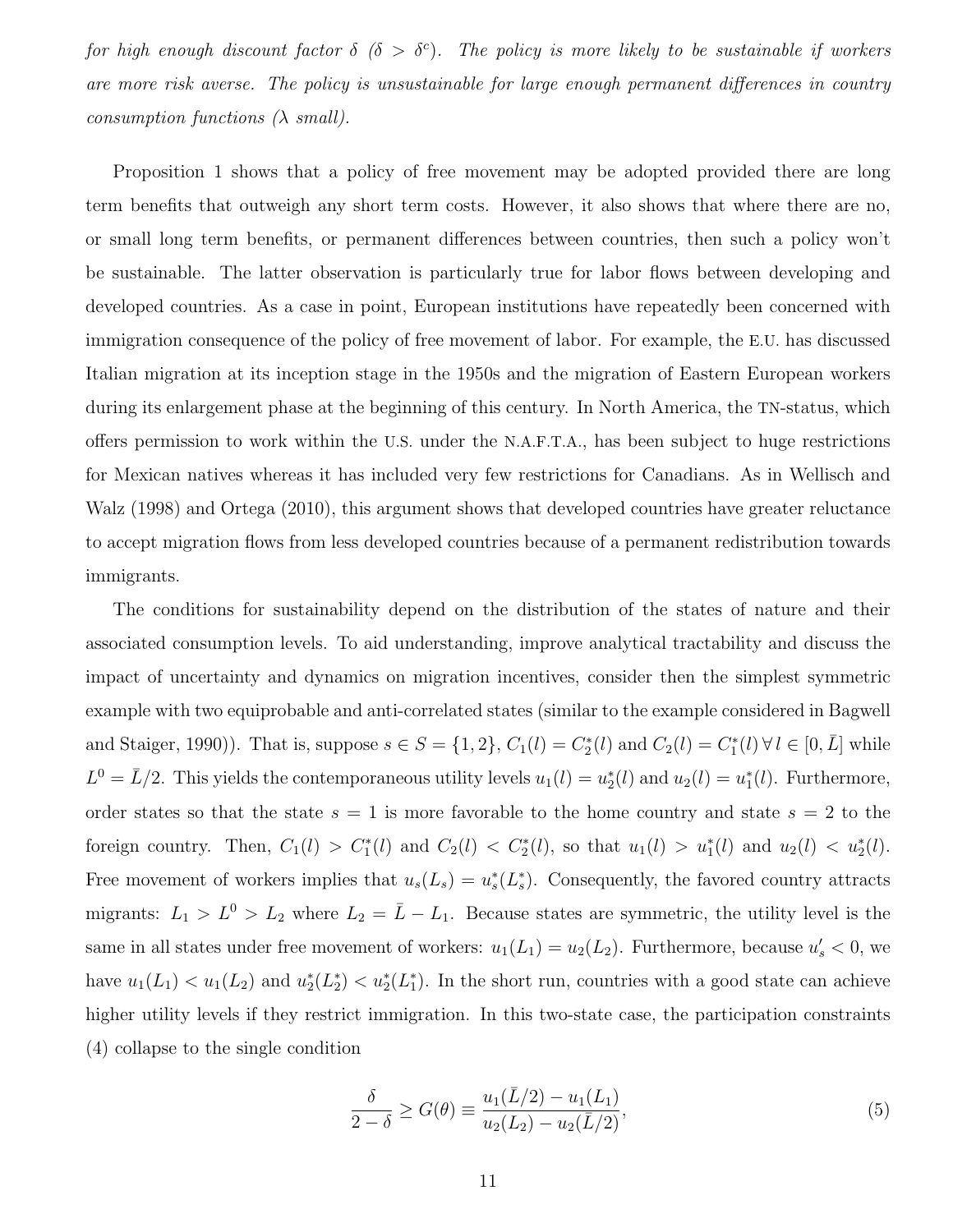*for high enough discount factor $\delta$ ($\delta > \delta^c$). The policy is more likely to be sustainable if workers are more risk averse. The policy is unsustainable for large enough permanent differences in country consumption functions ($\lambda$ small).*

Proposition 1 shows that a policy of free movement may be adopted provided there are long term benefits that outweigh any short term costs. However, it also shows that where there are no, or small long term benefits, or permanent differences between countries, then such a policy won't be sustainable. The latter observation is particularly true for labor flows between developing and developed countries. As a case in point, European institutions have repeatedly been concerned with immigration consequence of the policy of free movement of labor. For example, the E.U. has discussed Italian migration at its inception stage in the 1950s and the migration of Eastern European workers during its enlargement phase at the beginning of this century. In North America, the TN-status, which offers permission to work within the U.S. under the N.A.F.T.A., has been subject to huge restrictions for Mexican natives whereas it has included very few restrictions for Canadians. As in Wellisch and Walz (1998) and Ortega (2010), this argument shows that developed countries have greater reluctance to accept migration flows from less developed countries because of a permanent redistribution towards immigrants.

The conditions for sustainability depend on the distribution of the states of nature and their associated consumption levels. To aid understanding, improve analytical tractability and discuss the impact of uncertainty and dynamics on migration incentives, consider then the simplest symmetric example with two equiprobable and anti-correlated states (similar to the example considered in Bagwell and Staiger, 1990)). That is, suppose $s \in S = \{1, 2\}$, $C_1(l) = C_2^*(l)$ and $C_2(l) = C_1^*(l) \, \forall \, l \in [0, \bar{L}]$ while $L^0 = \bar{L}/2$. This yields the contemporaneous utility levels $u_1(l) = u_2^*(l)$ and $u_2(l) = u_1^*(l)$. Furthermore, order states so that the state $s = 1$ is more favorable to the home country and state $s = 2$ to the foreign country. Then, $C_1(l) > C_1^*(l)$ and $C_2(l) < C_2^*(l)$, so that $u_1(l) > u_1^*(l)$ and $u_2(l) < u_2^*(l)$. Free movement of workers implies that $u_s(L_s) = u_s^*(L_s^*)$. Consequently, the favored country attracts migrants: $L_1 > L^0 > L_2$ where $L_2 = \bar{L} - L_1$. Because states are symmetric, the utility level is the same in all states under free movement of workers: $u_1(L_1) = u_2(L_2)$. Furthermore, because $u_s' < 0$, we have $u_1(L_1) < u_1(L_2)$ and $u_2^*(L_2^*) < u_2^*(L_1^*)$. In the short run, countries with a good state can achieve higher utility levels if they restrict immigration. In this two-state case, the participation constraints (4) collapse to the single condition

$$\frac{\delta}{2 - \delta} \geq G(\theta) \equiv \frac{u_1(\bar{L}/2) - u_1(L_1)}{u_2(L_2) - u_2(\bar{L}/2)}, \tag{5}$$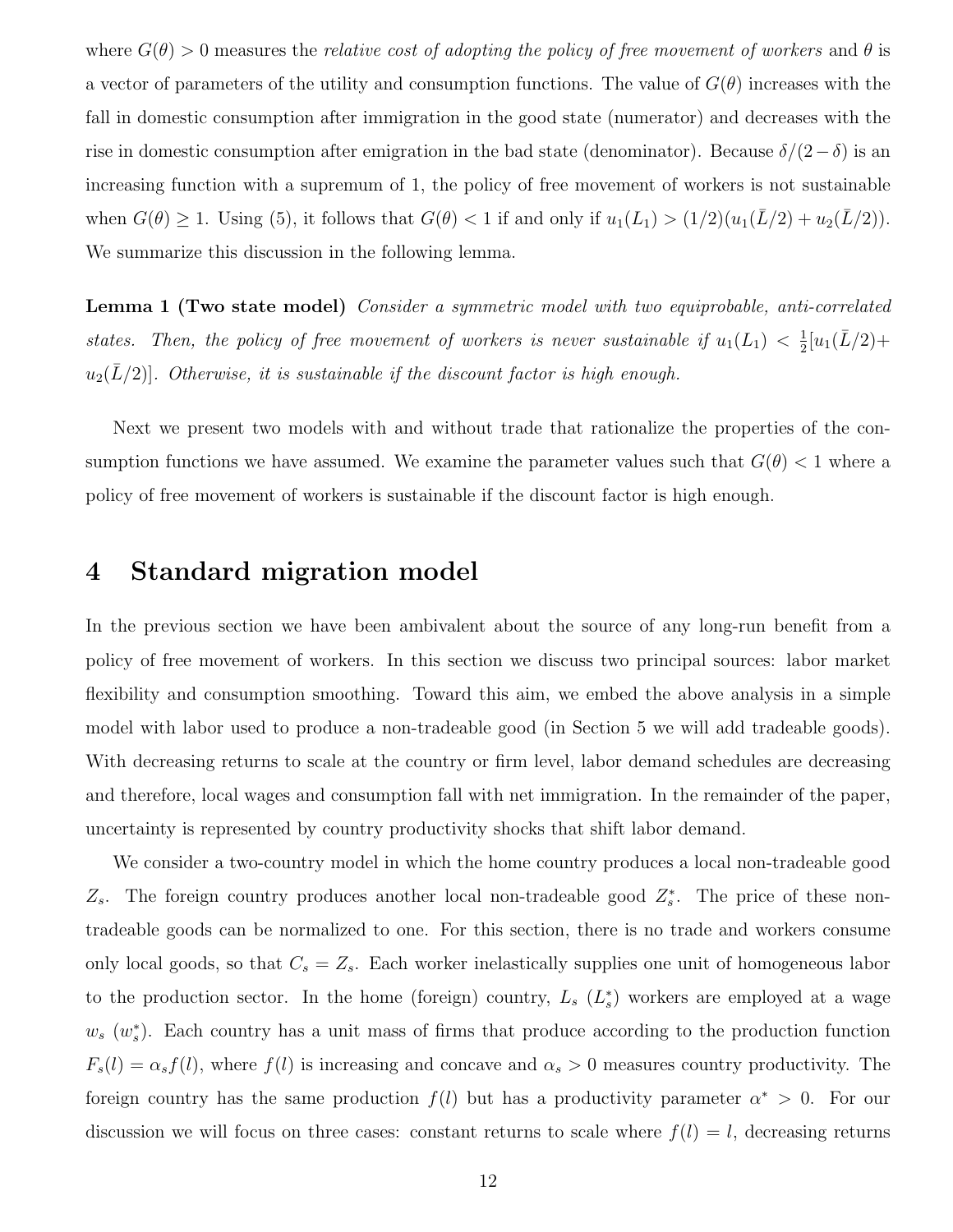where $G(\theta) > 0$ measures the *relative cost of adopting the policy of free movement of workers* and $\theta$ is a vector of parameters of the utility and consumption functions. The value of $G(\theta)$ increases with the fall in domestic consumption after immigration in the good state (numerator) and decreases with the rise in domestic consumption after emigration in the bad state (denominator). Because $\delta/(2-\delta)$ is an increasing function with a supremum of 1, the policy of free movement of workers is not sustainable when $G(\theta) \geq 1$. Using (5), it follows that $G(\theta) < 1$ if and only if $u_1(L_1) > (1/2)(u_1(\bar{L}/2) + u_2(\bar{L}/2))$. We summarize this discussion in the following lemma.

**Lemma 1 (Two state model)** *Consider a symmetric model with two equiprobable, anti-correlated states. Then, the policy of free movement of workers is never sustainable if* $u_1(L_1) < \frac{1}{2}[u_1(\bar{L}/2) + u_2(\bar{L}/2)]$. *Otherwise, it is sustainable if the discount factor is high enough.*

Next we present two models with and without trade that rationalize the properties of the consumption functions we have assumed. We examine the parameter values such that $G(\theta) < 1$ where a policy of free movement of workers is sustainable if the discount factor is high enough.

# 4 Standard migration model

In the previous section we have been ambivalent about the source of any long-run benefit from a policy of free movement of workers. In this section we discuss two principal sources: labor market flexibility and consumption smoothing. Toward this aim, we embed the above analysis in a simple model with labor used to produce a non-tradeable good (in Section 5 we will add tradeable goods). With decreasing returns to scale at the country or firm level, labor demand schedules are decreasing and therefore, local wages and consumption fall with net immigration. In the remainder of the paper, uncertainty is represented by country productivity shocks that shift labor demand.

We consider a two-country model in which the home country produces a local non-tradeable good $Z_s$. The foreign country produces another local non-tradeable good $Z_s^*$. The price of these non-tradeable goods can be normalized to one. For this section, there is no trade and workers consume only local goods, so that $C_s = Z_s$. Each worker inelastically supplies one unit of homogeneous labor to the production sector. In the home (foreign) country, $L_s$ ($L_s^*$) workers are employed at a wage $w_s$ ($w_s^*$). Each country has a unit mass of firms that produce according to the production function $F_s(l) = \alpha_s f(l)$, where $f(l)$ is increasing and concave and $\alpha_s > 0$ measures country productivity. The foreign country has the same production $f(l)$ but has a productivity parameter $\alpha^* > 0$. For our discussion we will focus on three cases: constant returns to scale where $f(l) = l$, decreasing returns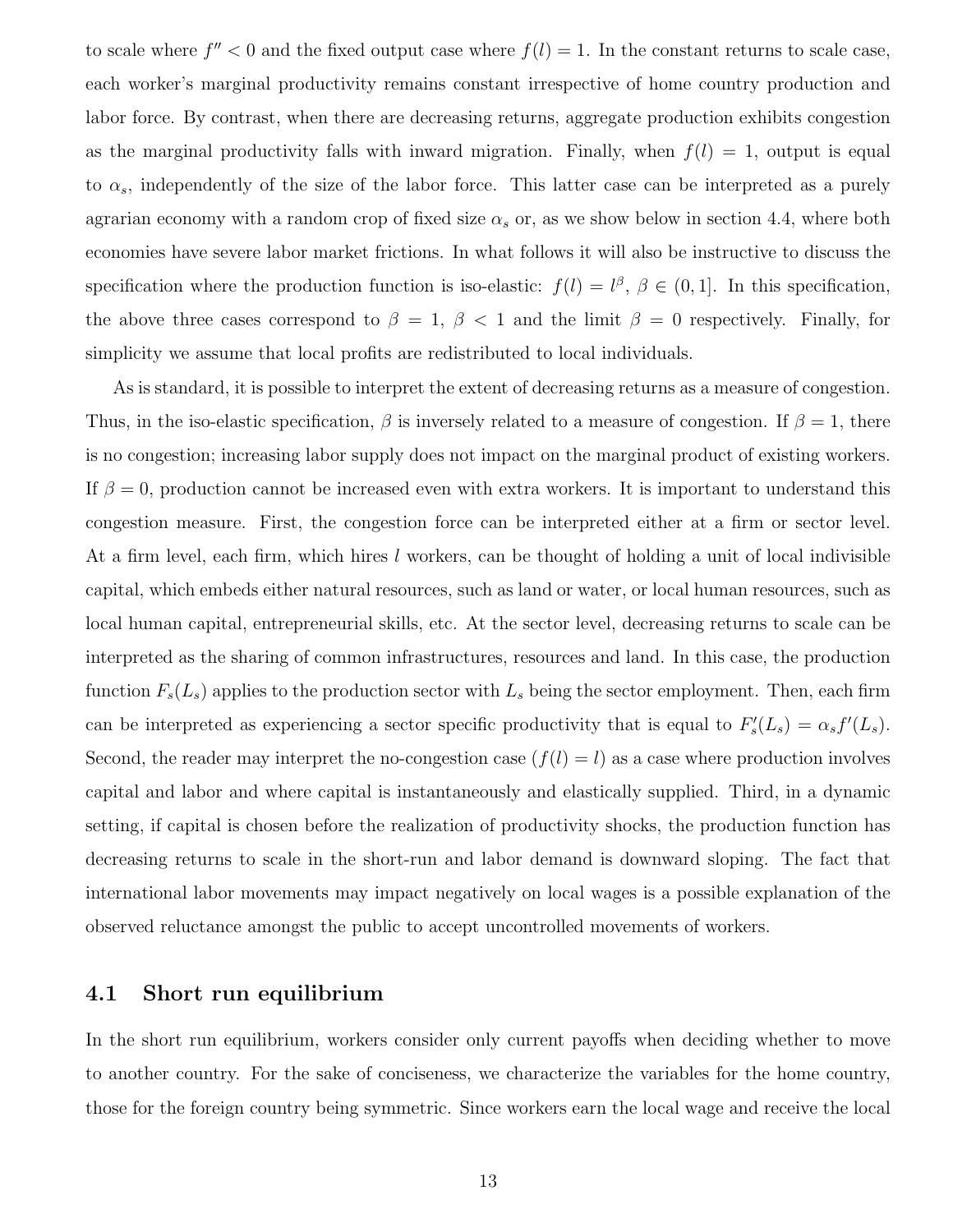to scale where $f'' < 0$ and the fixed output case where $f(l) = 1$. In the constant returns to scale case, each worker's marginal productivity remains constant irrespective of home country production and labor force. By contrast, when there are decreasing returns, aggregate production exhibits congestion as the marginal productivity falls with inward migration. Finally, when $f(l) = 1$, output is equal to $\alpha_s$, independently of the size of the labor force. This latter case can be interpreted as a purely agrarian economy with a random crop of fixed size $\alpha_s$ or, as we show below in section 4.4, where both economies have severe labor market frictions. In what follows it will also be instructive to discuss the specification where the production function is iso-elastic: $f(l) = l^{\beta}$, $\beta \in (0, 1]$. In this specification, the above three cases correspond to $\beta = 1$, $\beta < 1$ and the limit $\beta = 0$ respectively. Finally, for simplicity we assume that local profits are redistributed to local individuals.

As is standard, it is possible to interpret the extent of decreasing returns as a measure of congestion. Thus, in the iso-elastic specification, $\beta$ is inversely related to a measure of congestion. If $\beta = 1$, there is no congestion; increasing labor supply does not impact on the marginal product of existing workers. If $\beta = 0$, production cannot be increased even with extra workers. It is important to understand this congestion measure. First, the congestion force can be interpreted either at a firm or sector level. At a firm level, each firm, which hires $l$ workers, can be thought of holding a unit of local indivisible capital, which embeds either natural resources, such as land or water, or local human resources, such as local human capital, entrepreneurial skills, etc. At the sector level, decreasing returns to scale can be interpreted as the sharing of common infrastructures, resources and land. In this case, the production function $F_s(L_s)$ applies to the production sector with $L_s$ being the sector employment. Then, each firm can be interpreted as experiencing a sector specific productivity that is equal to $F_s'(L_s) = \alpha_s f'(L_s)$. Second, the reader may interpret the no-congestion case ($f(l) = l$) as a case where production involves capital and labor and where capital is instantaneously and elastically supplied. Third, in a dynamic setting, if capital is chosen before the realization of productivity shocks, the production function has decreasing returns to scale in the short-run and labor demand is downward sloping. The fact that international labor movements may impact negatively on local wages is a possible explanation of the observed reluctance amongst the public to accept uncontrolled movements of workers.

## 4.1 Short run equilibrium

In the short run equilibrium, workers consider only current payoffs when deciding whether to move to another country. For the sake of conciseness, we characterize the variables for the home country, those for the foreign country being symmetric. Since workers earn the local wage and receive the local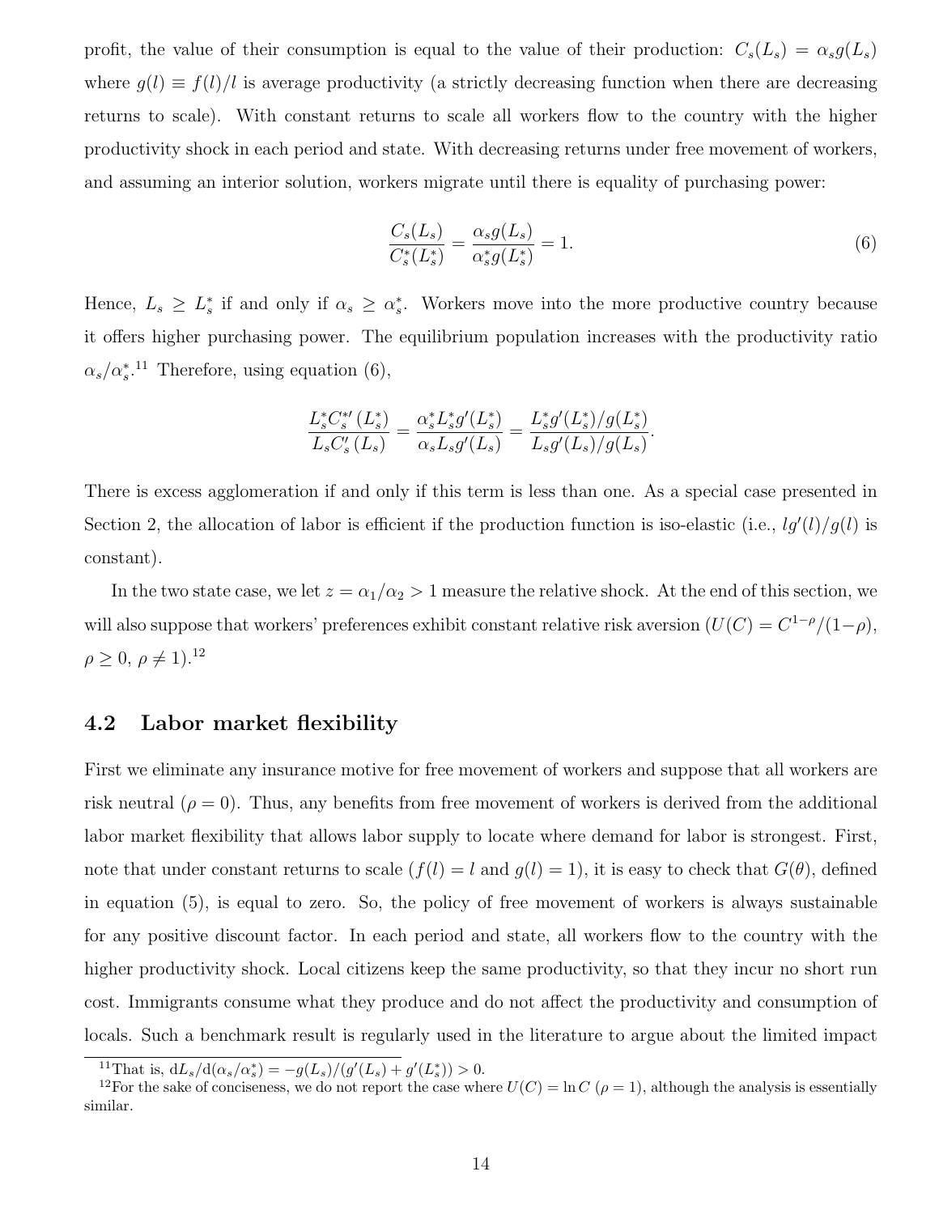profit, the value of their consumption is equal to the value of their production: $C_s(L_s) = \alpha_s g(L_s)$ where $g(l) \equiv f(l)/l$ is average productivity (a strictly decreasing function when there are decreasing returns to scale). With constant returns to scale all workers flow to the country with the higher productivity shock in each period and state. With decreasing returns under free movement of workers, and assuming an interior solution, workers migrate until there is equality of purchasing power:

$$\frac{C_s(L_s)}{C_s^*(L_s^*)} = \frac{\alpha_s g(L_s)}{\alpha_s^* g(L_s^*)} = 1. \tag{6}$$

Hence, $L_s \geq L_s^*$ if and only if $\alpha_s \geq \alpha_s^*$. Workers move into the more productive country because it offers higher purchasing power. The equilibrium population increases with the productivity ratio $\alpha_s/\alpha_s^*$.[11] Therefore, using equation (6),

$$\frac{L_s^* C_s^{*\prime}(L_s^*)}{L_s C_s'(L_s)} = \frac{\alpha_s^* L_s^* g'(L_s^*)}{\alpha_s L_s g'(L_s)} = \frac{L_s^* g'(L_s^*)/g(L_s^*)}{L_s g'(L_s)/g(L_s)}.$$

There is excess agglomeration if and only if this term is less than one. As a special case presented in Section 2, the allocation of labor is efficient if the production function is iso-elastic (i.e., $lg'(l)/g(l)$ is constant).

In the two state case, we let $z = \alpha_1/\alpha_2 > 1$ measure the relative shock. At the end of this section, we will also suppose that workers' preferences exhibit constant relative risk aversion ($U(C) = C^{1-\rho}/(1-\rho)$, $\rho \geq 0$, $\rho \neq 1$).[12]

## 4.2 Labor market flexibility

First we eliminate any insurance motive for free movement of workers and suppose that all workers are risk neutral ($\rho = 0$). Thus, any benefits from free movement of workers is derived from the additional labor market flexibility that allows labor supply to locate where demand for labor is strongest. First, note that under constant returns to scale ($f(l) = l$ and $g(l) = 1$), it is easy to check that $G(\theta)$, defined in equation (5), is equal to zero. So, the policy of free movement of workers is always sustainable for any positive discount factor. In each period and state, all workers flow to the country with the higher productivity shock. Local citizens keep the same productivity, so that they incur no short run cost. Immigrants consume what they produce and do not affect the productivity and consumption of locals. Such a benchmark result is regularly used in the literature to argue about the limited impact

[11] That is, $\mathrm{d}L_s/\mathrm{d}(\alpha_s/\alpha_s^*) = -g(L_s)/(g'(L_s) + g'(L_s^*)) > 0$.

[12] For the sake of conciseness, we do not report the case where $U(C) = \ln C$ ($\rho = 1$), although the analysis is essentially similar.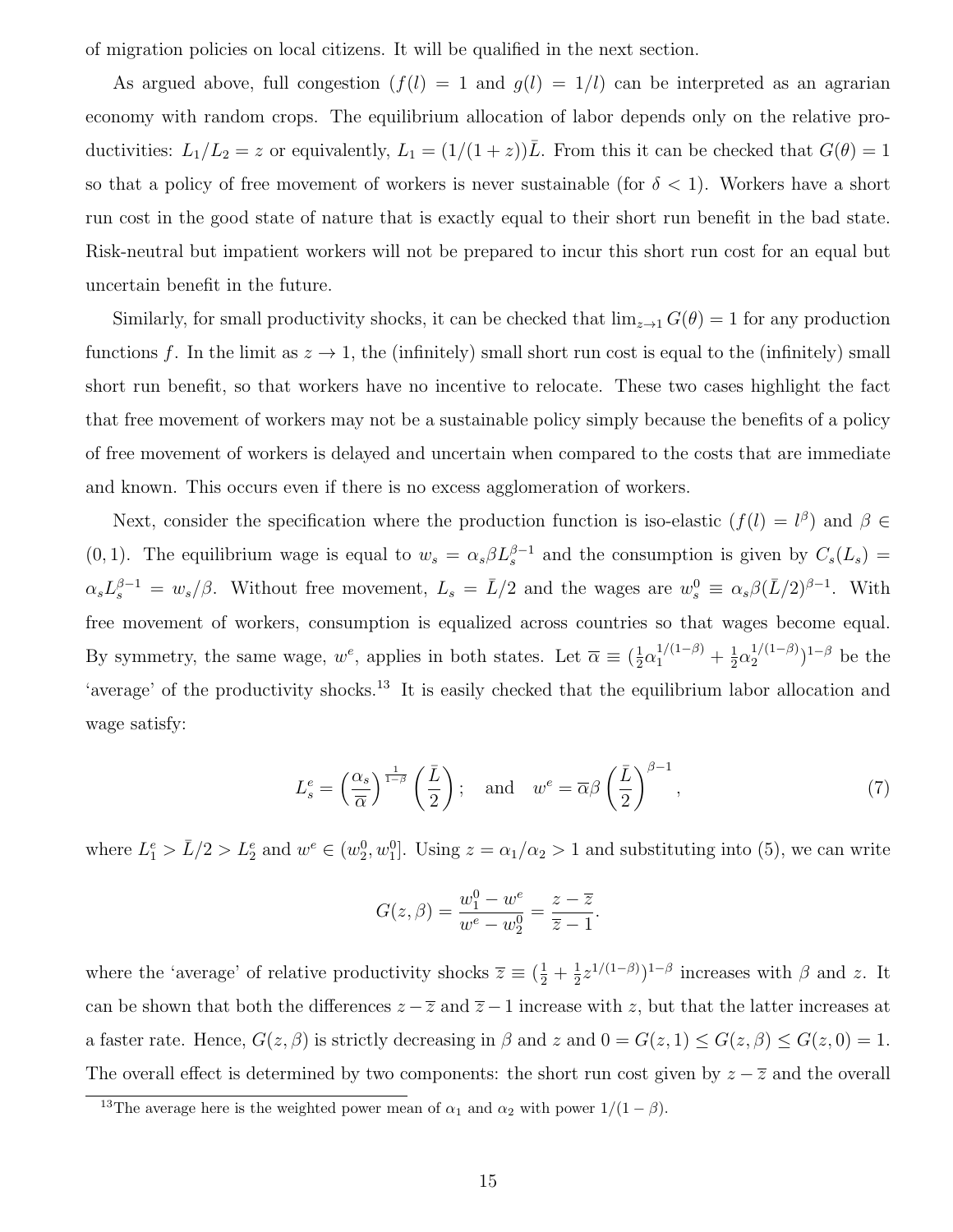of migration policies on local citizens. It will be qualified in the next section.

As argued above, full congestion ($f(l) = 1$ and $g(l) = 1/l$) can be interpreted as an agrarian economy with random crops. The equilibrium allocation of labor depends only on the relative productivities: $L_1/L_2 = z$ or equivalently, $L_1 = (1/(1+z))\bar{L}$. From this it can be checked that $G(\theta) = 1$ so that a policy of free movement of workers is never sustainable (for $\delta < 1$). Workers have a short run cost in the good state of nature that is exactly equal to their short run benefit in the bad state. Risk-neutral but impatient workers will not be prepared to incur this short run cost for an equal but uncertain benefit in the future.

Similarly, for small productivity shocks, it can be checked that $\lim_{z\to 1} G(\theta) = 1$ for any production functions $f$. In the limit as $z \to 1$, the (infinitely) small short run cost is equal to the (infinitely) small short run benefit, so that workers have no incentive to relocate. These two cases highlight the fact that free movement of workers may not be a sustainable policy simply because the benefits of a policy of free movement of workers is delayed and uncertain when compared to the costs that are immediate and known. This occurs even if there is no excess agglomeration of workers.

Next, consider the specification where the production function is iso-elastic ($f(l) = l^\beta$) and $\beta \in (0,1)$. The equilibrium wage is equal to $w_s = \alpha_s \beta L_s^{\beta-1}$ and the consumption is given by $C_s(L_s) = \alpha_s L_s^{\beta-1} = w_s/\beta$. Without free movement, $L_s = \bar{L}/2$ and the wages are $w_s^0 \equiv \alpha_s \beta (\bar{L}/2)^{\beta-1}$. With free movement of workers, consumption is equalized across countries so that wages become equal. By symmetry, the same wage, $w^e$, applies in both states. Let $\overline{\alpha} \equiv (\frac{1}{2}\alpha_1^{1/(1-\beta)} + \frac{1}{2}\alpha_2^{1/(1-\beta)})^{1-\beta}$ be the 'average' of the productivity shocks.[13] It is easily checked that the equilibrium labor allocation and wage satisfy:

$$L_s^e = \left(\frac{\alpha_s}{\overline{\alpha}}\right)^{\frac{1}{1-\beta}} \left(\frac{\bar{L}}{2}\right); \quad \text{and} \quad w^e = \overline{\alpha}\beta \left(\frac{\bar{L}}{2}\right)^{\beta-1}, \tag{7}$$

where $L_1^e > \bar{L}/2 > L_2^e$ and $w^e \in (w_2^0, w_1^0]$. Using $z = \alpha_1/\alpha_2 > 1$ and substituting into (5), we can write

$$G(z,\beta) = \frac{w_1^0 - w^e}{w^e - w_2^0} = \frac{z - \overline{z}}{\overline{z} - 1}.$$

where the 'average' of relative productivity shocks $\overline{z} \equiv (\frac{1}{2} + \frac{1}{2}z^{1/(1-\beta)})^{1-\beta}$ increases with $\beta$ and $z$. It can be shown that both the differences $z - \overline{z}$ and $\overline{z} - 1$ increase with $z$, but that the latter increases at a faster rate. Hence, $G(z,\beta)$ is strictly decreasing in $\beta$ and $z$ and $0 = G(z,1) \leq G(z,\beta) \leq G(z,0) = 1$. The overall effect is determined by two components: the short run cost given by $z - \overline{z}$ and the overall

[13] The average here is the weighted power mean of $\alpha_1$ and $\alpha_2$ with power $1/(1-\beta)$.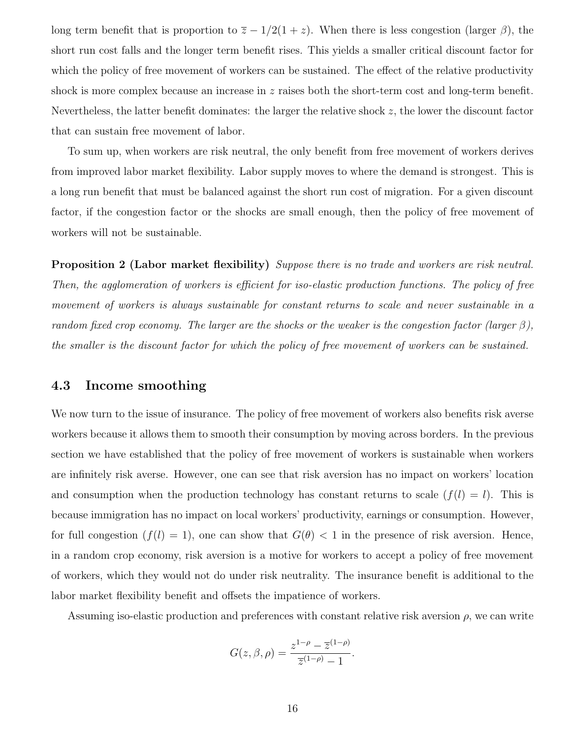long term benefit that is proportion to $\overline{z} - 1/2(1+z)$. When there is less congestion (larger $\beta$), the short run cost falls and the longer term benefit rises. This yields a smaller critical discount factor for which the policy of free movement of workers can be sustained. The effect of the relative productivity shock is more complex because an increase in $z$ raises both the short-term cost and long-term benefit. Nevertheless, the latter benefit dominates: the larger the relative shock $z$, the lower the discount factor that can sustain free movement of labor.

To sum up, when workers are risk neutral, the only benefit from free movement of workers derives from improved labor market flexibility. Labor supply moves to where the demand is strongest. This is a long run benefit that must be balanced against the short run cost of migration. For a given discount factor, if the congestion factor or the shocks are small enough, then the policy of free movement of workers will not be sustainable.

**Proposition 2 (Labor market flexibility)** *Suppose there is no trade and workers are risk neutral. Then, the agglomeration of workers is efficient for iso-elastic production functions. The policy of free movement of workers is always sustainable for constant returns to scale and never sustainable in a random fixed crop economy. The larger are the shocks or the weaker is the congestion factor (larger $\beta$), the smaller is the discount factor for which the policy of free movement of workers can be sustained.*

### 4.3 Income smoothing

We now turn to the issue of insurance. The policy of free movement of workers also benefits risk averse workers because it allows them to smooth their consumption by moving across borders. In the previous section we have established that the policy of free movement of workers is sustainable when workers are infinitely risk averse. However, one can see that risk aversion has no impact on workers' location and consumption when the production technology has constant returns to scale ($f(l) = l$). This is because immigration has no impact on local workers' productivity, earnings or consumption. However, for full congestion ($f(l) = 1$), one can show that $G(\theta) < 1$ in the presence of risk aversion. Hence, in a random crop economy, risk aversion is a motive for workers to accept a policy of free movement of workers, which they would not do under risk neutrality. The insurance benefit is additional to the labor market flexibility benefit and offsets the impatience of workers.

Assuming iso-elastic production and preferences with constant relative risk aversion $\rho$, we can write

$$G(z, \beta, \rho) = \frac{z^{1-\rho} - \overline{z}^{(1-\rho)}}{\overline{z}^{(1-\rho)} - 1}.$$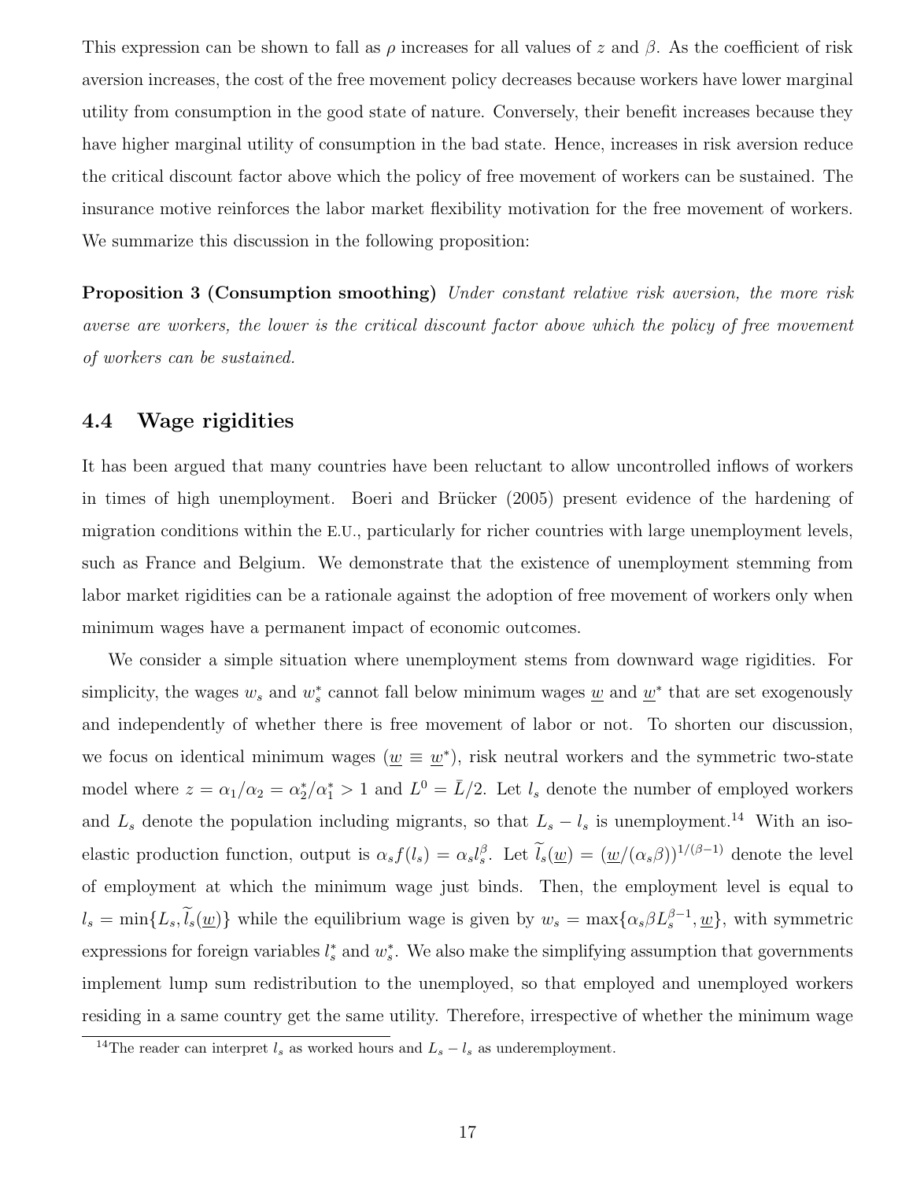This expression can be shown to fall as $\rho$ increases for all values of $z$ and $\beta$. As the coefficient of risk aversion increases, the cost of the free movement policy decreases because workers have lower marginal utility from consumption in the good state of nature. Conversely, their benefit increases because they have higher marginal utility of consumption in the bad state. Hence, increases in risk aversion reduce the critical discount factor above which the policy of free movement of workers can be sustained. The insurance motive reinforces the labor market flexibility motivation for the free movement of workers. We summarize this discussion in the following proposition:

**Proposition 3 (Consumption smoothing)** *Under constant relative risk aversion, the more risk averse are workers, the lower is the critical discount factor above which the policy of free movement of workers can be sustained.*

## 4.4 Wage rigidities

It has been argued that many countries have been reluctant to allow uncontrolled inflows of workers in times of high unemployment. Boeri and Brücker (2005) present evidence of the hardening of migration conditions within the E.U., particularly for richer countries with large unemployment levels, such as France and Belgium. We demonstrate that the existence of unemployment stemming from labor market rigidities can be a rationale against the adoption of free movement of workers only when minimum wages have a permanent impact of economic outcomes.

We consider a simple situation where unemployment stems from downward wage rigidities. For simplicity, the wages $w_s$ and $w_s^*$ cannot fall below minimum wages $\underline{w}$ and $\underline{w}^*$ that are set exogenously and independently of whether there is free movement of labor or not. To shorten our discussion, we focus on identical minimum wages ($\underline{w} \equiv \underline{w}^*$), risk neutral workers and the symmetric two-state model where $z = \alpha_1/\alpha_2 = \alpha_2^*/\alpha_1^* > 1$ and $L^0 = \bar{L}/2$. Let $l_s$ denote the number of employed workers and $L_s$ denote the population including migrants, so that $L_s - l_s$ is unemployment.[14] With an iso-elastic production function, output is $\alpha_s f(l_s) = \alpha_s l_s^\beta$. Let $\widetilde{l}_s(\underline{w}) = (\underline{w}/(\alpha_s \beta))^{1/(\beta-1)}$ denote the level of employment at which the minimum wage just binds. Then, the employment level is equal to $l_s = \min\{L_s, \widetilde{l}_s(\underline{w})\}$ while the equilibrium wage is given by $w_s = \max\{\alpha_s \beta L_s^{\beta-1}, \underline{w}\}$, with symmetric expressions for foreign variables $l_s^*$ and $w_s^*$. We also make the simplifying assumption that governments implement lump sum redistribution to the unemployed, so that employed and unemployed workers residing in a same country get the same utility. Therefore, irrespective of whether the minimum wage

[14] The reader can interpret $l_s$ as worked hours and $L_s - l_s$ as underemployment.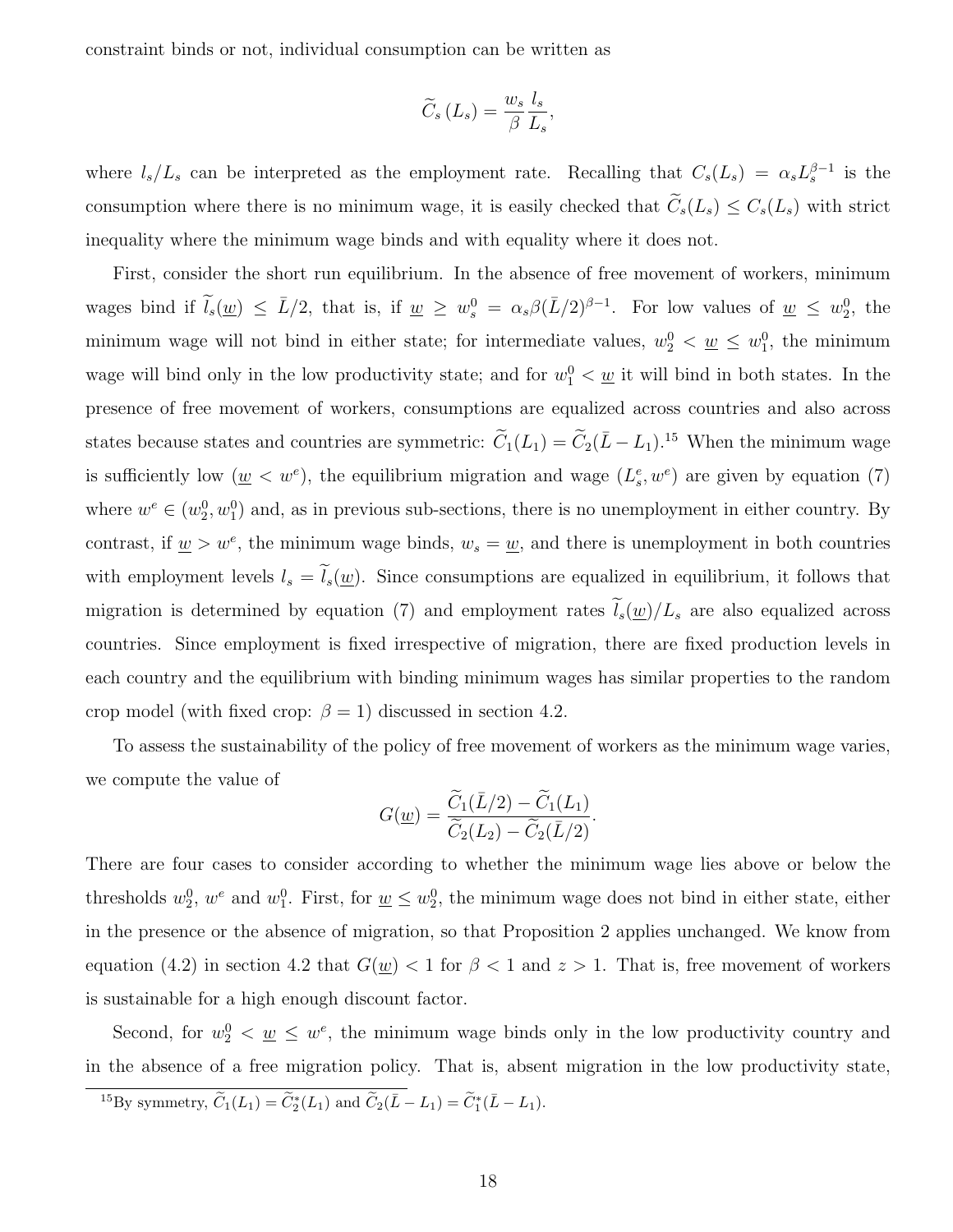constraint binds or not, individual consumption can be written as

$$\widetilde{C}_s(L_s) = \frac{w_s}{\beta}\frac{l_s}{L_s},$$

where $l_s/L_s$ can be interpreted as the employment rate. Recalling that $C_s(L_s) = \alpha_s L_s^{\beta-1}$ is the consumption where there is no minimum wage, it is easily checked that $\widetilde{C}_s(L_s) \leq C_s(L_s)$ with strict inequality where the minimum wage binds and with equality where it does not.

First, consider the short run equilibrium. In the absence of free movement of workers, minimum wages bind if $\widetilde{l}_s(\underline{w}) \leq \bar{L}/2$, that is, if $\underline{w} \geq w_s^0 = \alpha_s\beta(\bar{L}/2)^{\beta-1}$. For low values of $\underline{w} \leq w_2^0$, the minimum wage will not bind in either state; for intermediate values, $w_2^0 < \underline{w} \leq w_1^0$, the minimum wage will bind only in the low productivity state; and for $w_1^0 < \underline{w}$ it will bind in both states. In the presence of free movement of workers, consumptions are equalized across countries and also across states because states and countries are symmetric: $\widetilde{C}_1(L_1) = \widetilde{C}_2(\bar{L} - L_1)$.[15] When the minimum wage is sufficiently low ($\underline{w} < w^e$), the equilibrium migration and wage $(L_s^e, w^e)$ are given by equation (7) where $w^e \in (w_2^0, w_1^0)$ and, as in previous sub-sections, there is no unemployment in either country. By contrast, if $\underline{w} > w^e$, the minimum wage binds, $w_s = \underline{w}$, and there is unemployment in both countries with employment levels $l_s = \widetilde{l}_s(\underline{w})$. Since consumptions are equalized in equilibrium, it follows that migration is determined by equation (7) and employment rates $\widetilde{l}_s(\underline{w})/L_s$ are also equalized across countries. Since employment is fixed irrespective of migration, there are fixed production levels in each country and the equilibrium with binding minimum wages has similar properties to the random crop model (with fixed crop: $\beta = 1$) discussed in section 4.2.

To assess the sustainability of the policy of free movement of workers as the minimum wage varies, we compute the value of

$$G(\underline{w}) = \frac{\widetilde{C}_1(\bar{L}/2) - \widetilde{C}_1(L_1)}{\widetilde{C}_2(L_2) - \widetilde{C}_2(\bar{L}/2)}.$$

There are four cases to consider according to whether the minimum wage lies above or below the thresholds $w_2^0$, $w^e$ and $w_1^0$. First, for $\underline{w} \leq w_2^0$, the minimum wage does not bind in either state, either in the presence or the absence of migration, so that Proposition 2 applies unchanged. We know from equation (4.2) in section 4.2 that $G(\underline{w}) < 1$ for $\beta < 1$ and $z > 1$. That is, free movement of workers is sustainable for a high enough discount factor.

Second, for $w_2^0 < \underline{w} \leq w^e$, the minimum wage binds only in the low productivity country and in the absence of a free migration policy. That is, absent migration in the low productivity state,

[15] By symmetry, $\widetilde{C}_1(L_1) = \widetilde{C}_2^*(L_1)$ and $\widetilde{C}_2(\bar{L} - L_1) = \widetilde{C}_1^*(\bar{L} - L_1)$.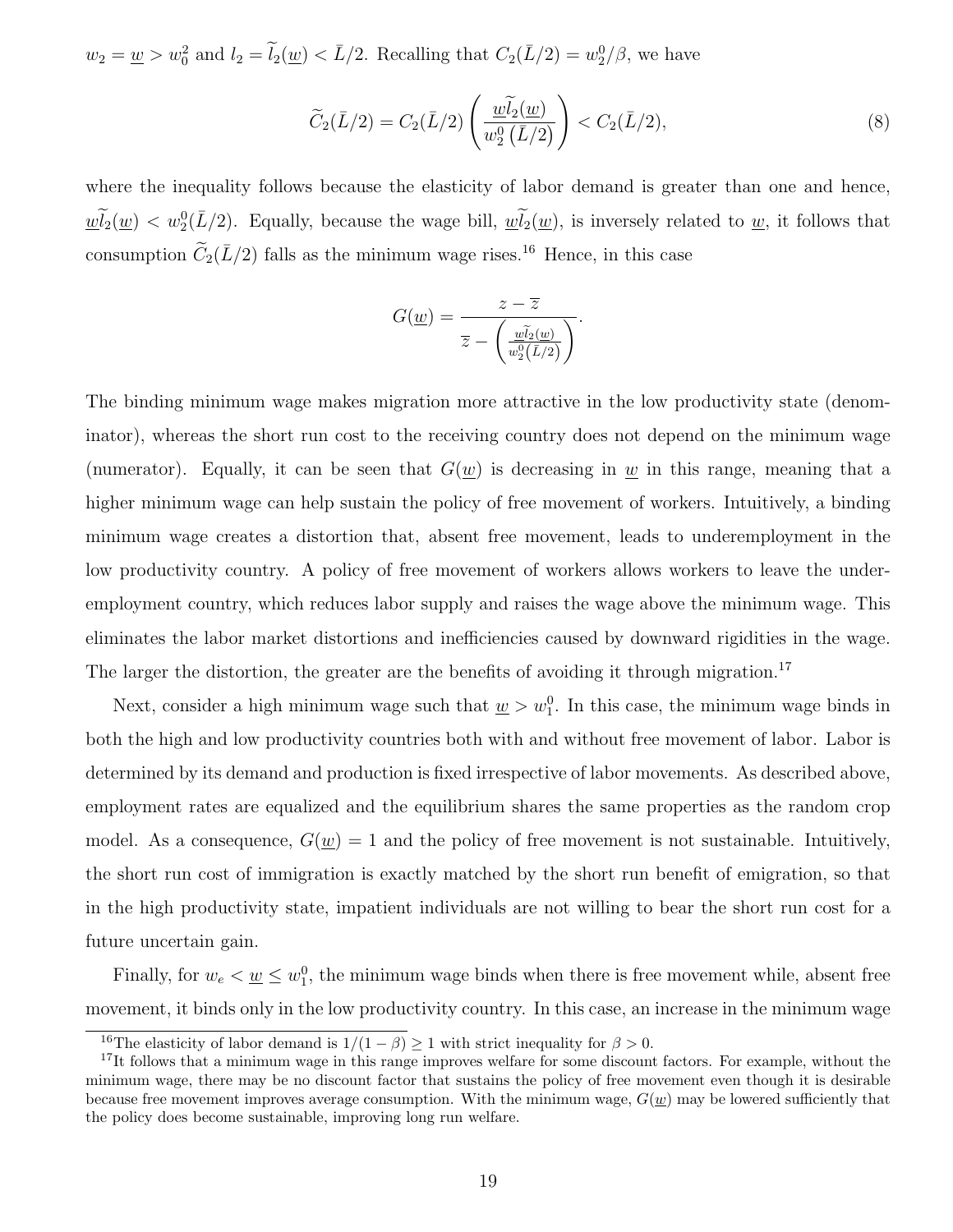$w_2 = \underline{w} > w_0^2$ and $l_2 = \widetilde{l}_2(\underline{w}) < \bar{L}/2$. Recalling that $C_2(\bar{L}/2) = w_2^0/\beta$, we have

$$\widetilde{C}_2(\bar{L}/2) = C_2(\bar{L}/2)\left(\frac{\underline{w}\widetilde{l}_2(\underline{w})}{w_2^0\left(\bar{L}/2\right)}\right) < C_2(\bar{L}/2), \tag{8}$$

where the inequality follows because the elasticity of labor demand is greater than one and hence, $\underline{w}\widetilde{l}_2(\underline{w}) < w_2^0(\bar{L}/2)$. Equally, because the wage bill, $\underline{w}\widetilde{l}_2(\underline{w})$, is inversely related to $\underline{w}$, it follows that consumption $\widetilde{C}_2(\bar{L}/2)$ falls as the minimum wage rises.[16] Hence, in this case

$$G(\underline{w}) = \frac{z - \overline{z}}{\overline{z} - \left(\frac{\underline{w}\widetilde{l}_2(\underline{w})}{w_2^0\left(\bar{L}/2\right)}\right)}.$$

The binding minimum wage makes migration more attractive in the low productivity state (denominator), whereas the short run cost to the receiving country does not depend on the minimum wage (numerator). Equally, it can be seen that $G(\underline{w})$ is decreasing in $\underline{w}$ in this range, meaning that a higher minimum wage can help sustain the policy of free movement of workers. Intuitively, a binding minimum wage creates a distortion that, absent free movement, leads to underemployment in the low productivity country. A policy of free movement of workers allows workers to leave the underemployment country, which reduces labor supply and raises the wage above the minimum wage. This eliminates the labor market distortions and inefficiencies caused by downward rigidities in the wage. The larger the distortion, the greater are the benefits of avoiding it through migration.[17]

Next, consider a high minimum wage such that $\underline{w} > w_1^0$. In this case, the minimum wage binds in both the high and low productivity countries both with and without free movement of labor. Labor is determined by its demand and production is fixed irrespective of labor movements. As described above, employment rates are equalized and the equilibrium shares the same properties as the random crop model. As a consequence, $G(\underline{w}) = 1$ and the policy of free movement is not sustainable. Intuitively, the short run cost of immigration is exactly matched by the short run benefit of emigration, so that in the high productivity state, impatient individuals are not willing to bear the short run cost for a future uncertain gain.

Finally, for $w_e < \underline{w} \leq w_1^0$, the minimum wage binds when there is free movement while, absent free movement, it binds only in the low productivity country. In this case, an increase in the minimum wage

[16] The elasticity of labor demand is $1/(1-\beta) \geq 1$ with strict inequality for $\beta > 0$.

[17] It follows that a minimum wage in this range improves welfare for some discount factors. For example, without the minimum wage, there may be no discount factor that sustains the policy of free movement even though it is desirable because free movement improves average consumption. With the minimum wage, $G(\underline{w})$ may be lowered sufficiently that the policy does become sustainable, improving long run welfare.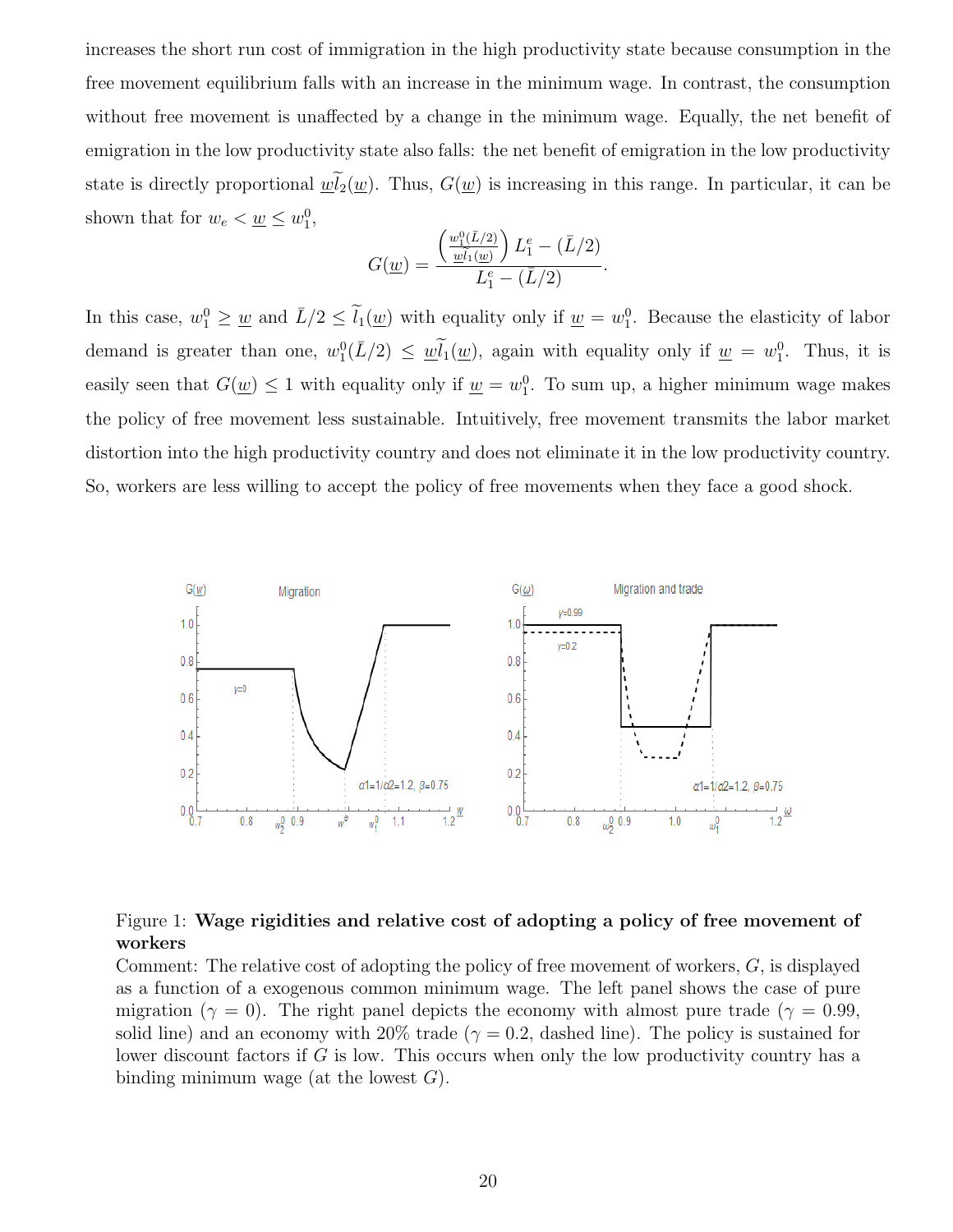increases the short run cost of immigration in the high productivity state because consumption in the free movement equilibrium falls with an increase in the minimum wage. In contrast, the consumption without free movement is unaffected by a change in the minimum wage. Equally, the net benefit of emigration in the low productivity state also falls: the net benefit of emigration in the low productivity state is directly proportional $\underline{w}\widetilde{l}_2(\underline{w})$. Thus, $G(\underline{w})$ is increasing in this range. In particular, it can be shown that for $w_e < \underline{w} \leq w_1^0$,

$$G(\underline{w}) = \frac{\left(\frac{w_1^0(\bar{L}/2)}{\underline{w}\widetilde{l}_1(\underline{w})}\right) L_1^e - (\bar{L}/2)}{L_1^e - (\bar{L}/2)}.$$

In this case, $w_1^0 \geq \underline{w}$ and $\bar{L}/2 \leq \widetilde{l}_1(\underline{w})$ with equality only if $\underline{w} = w_1^0$. Because the elasticity of labor demand is greater than one, $w_1^0(\bar{L}/2) \leq \underline{w}\widetilde{l}_1(\underline{w})$, again with equality only if $\underline{w} = w_1^0$. Thus, it is easily seen that $G(\underline{w}) \leq 1$ with equality only if $\underline{w} = w_1^0$. To sum up, a higher minimum wage makes the policy of free movement less sustainable. Intuitively, free movement transmits the labor market distortion into the high productivity country and does not eliminate it in the low productivity country. So, workers are less willing to accept the policy of free movements when they face a good shock.

Figure 1: **Wage rigidities and relative cost of adopting a policy of free movement of workers**

Comment: The relative cost of adopting the policy of free movement of workers, $G$, is displayed as a function of a exogenous common minimum wage. The left panel shows the case of pure migration ($\gamma = 0$). The right panel depicts the economy with almost pure trade ($\gamma = 0.99$, solid line) and an economy with 20% trade ($\gamma = 0.2$, dashed line). The policy is sustained for lower discount factors if $G$ is low. This occurs when only the low productivity country has a binding minimum wage (at the lowest $G$).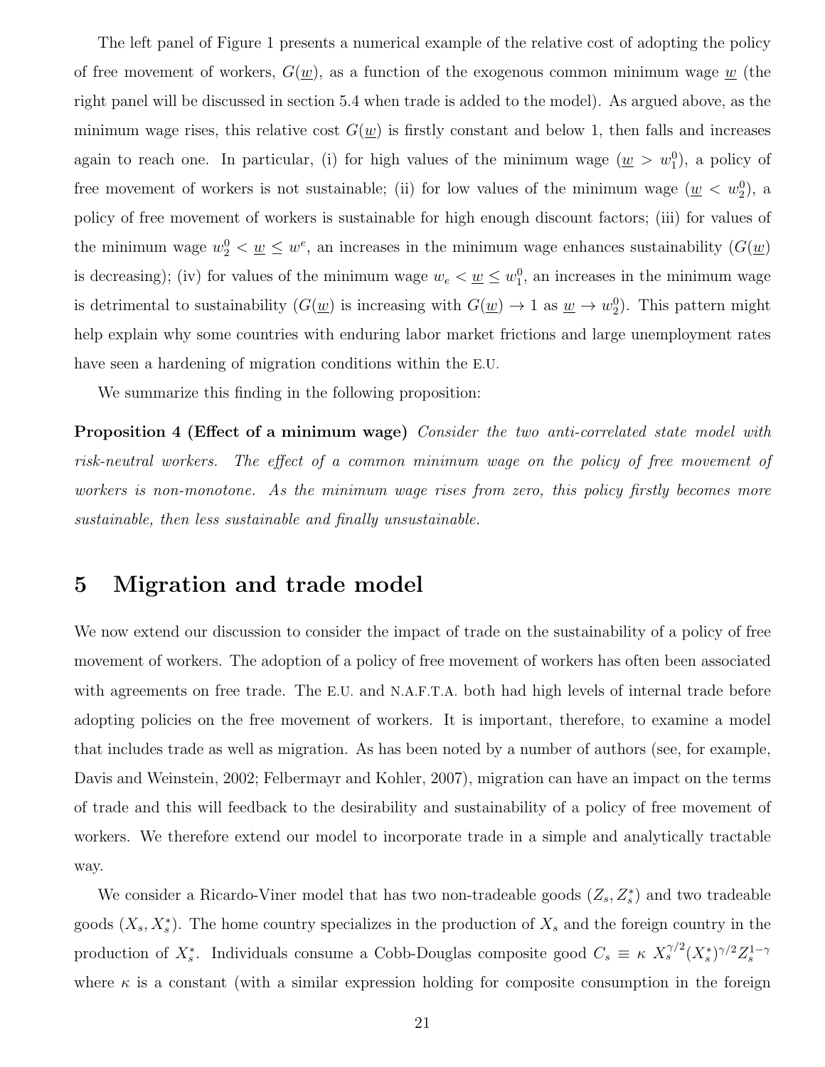The left panel of Figure 1 presents a numerical example of the relative cost of adopting the policy of free movement of workers, $G(\underline{w})$, as a function of the exogenous common minimum wage $\underline{w}$ (the right panel will be discussed in section 5.4 when trade is added to the model). As argued above, as the minimum wage rises, this relative cost $G(\underline{w})$ is firstly constant and below 1, then falls and increases again to reach one. In particular, (i) for high values of the minimum wage ($\underline{w} > w_1^0$), a policy of free movement of workers is not sustainable; (ii) for low values of the minimum wage ($\underline{w} < w_2^0$), a policy of free movement of workers is sustainable for high enough discount factors; (iii) for values of the minimum wage $w_2^0 < \underline{w} \leq w^e$, an increases in the minimum wage enhances sustainability ($G(\underline{w})$ is decreasing); (iv) for values of the minimum wage $w_e < \underline{w} \leq w_1^0$, an increases in the minimum wage is detrimental to sustainability ($G(\underline{w})$ is increasing with $G(\underline{w}) \to 1$ as $\underline{w} \to w_2^0$). This pattern might help explain why some countries with enduring labor market frictions and large unemployment rates have seen a hardening of migration conditions within the E.U.

We summarize this finding in the following proposition:

**Proposition 4 (Effect of a minimum wage)** *Consider the two anti-correlated state model with risk-neutral workers. The effect of a common minimum wage on the policy of free movement of workers is non-monotone. As the minimum wage rises from zero, this policy firstly becomes more sustainable, then less sustainable and finally unsustainable.*

# 5 Migration and trade model

We now extend our discussion to consider the impact of trade on the sustainability of a policy of free movement of workers. The adoption of a policy of free movement of workers has often been associated with agreements on free trade. The E.U. and N.A.F.T.A. both had high levels of internal trade before adopting policies on the free movement of workers. It is important, therefore, to examine a model that includes trade as well as migration. As has been noted by a number of authors (see, for example, Davis and Weinstein, 2002; Felbermayr and Kohler, 2007), migration can have an impact on the terms of trade and this will feedback to the desirability and sustainability of a policy of free movement of workers. We therefore extend our model to incorporate trade in a simple and analytically tractable way.

We consider a Ricardo-Viner model that has two non-tradeable goods ($Z_s, Z_s^*$) and two tradeable goods ($X_s, X_s^*$). The home country specializes in the production of $X_s$ and the foreign country in the production of $X_s^*$. Individuals consume a Cobb-Douglas composite good $C_s \equiv \kappa \ X_s^{\gamma/2}(X_s^*)^{\gamma/2}Z_s^{1-\gamma}$ where $\kappa$ is a constant (with a similar expression holding for composite consumption in the foreign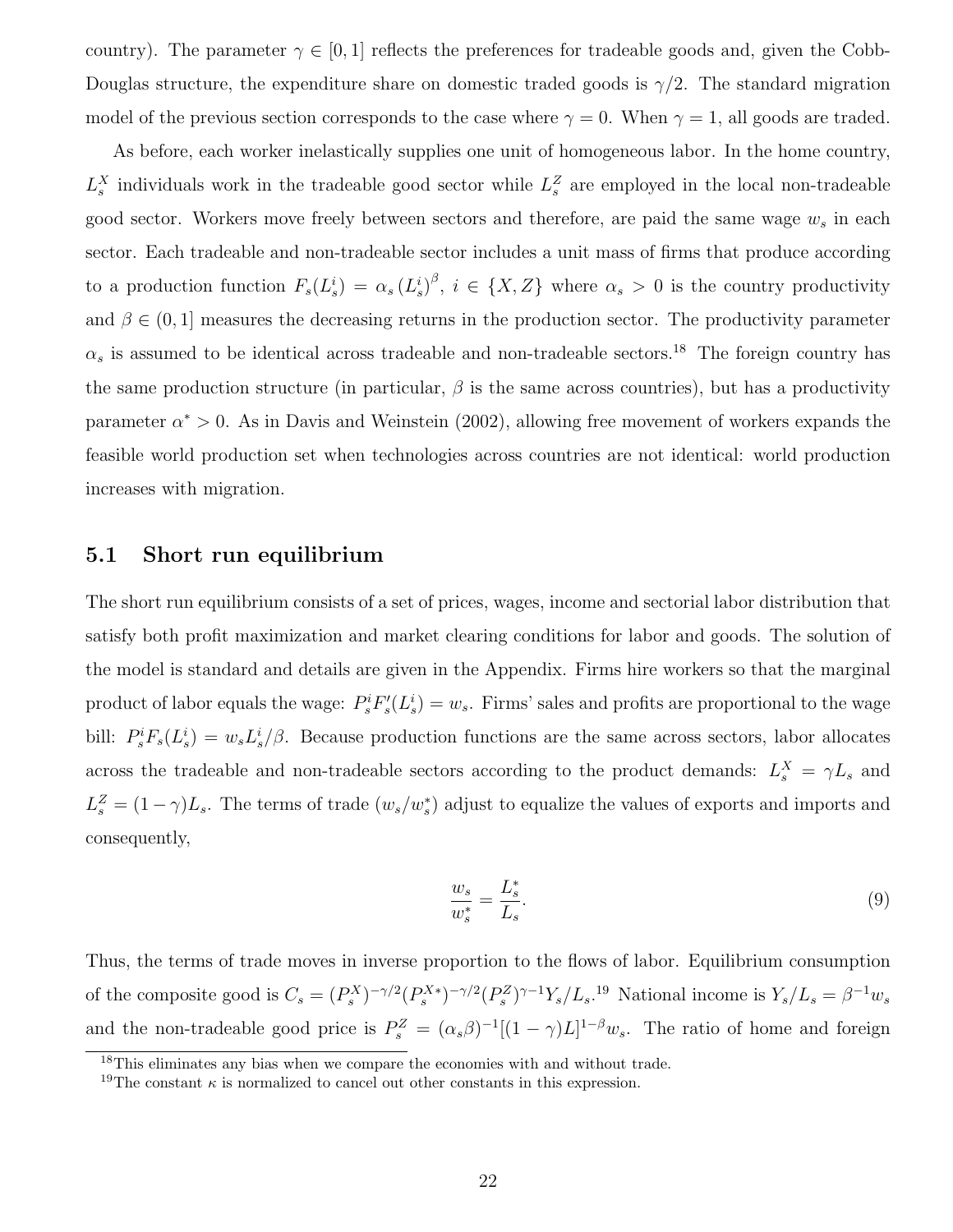country). The parameter $\gamma \in [0, 1]$ reflects the preferences for tradeable goods and, given the Cobb-Douglas structure, the expenditure share on domestic traded goods is $\gamma/2$. The standard migration model of the previous section corresponds to the case where $\gamma = 0$. When $\gamma = 1$, all goods are traded.

As before, each worker inelastically supplies one unit of homogeneous labor. In the home country, $L_s^X$ individuals work in the tradeable good sector while $L_s^Z$ are employed in the local non-tradeable good sector. Workers move freely between sectors and therefore, are paid the same wage $w_s$ in each sector. Each tradeable and non-tradeable sector includes a unit mass of firms that produce according to a production function $F_s(L_s^i) = \alpha_s (L_s^i)^\beta$, $i \in \{X, Z\}$ where $\alpha_s > 0$ is the country productivity and $\beta \in (0, 1]$ measures the decreasing returns in the production sector. The productivity parameter $\alpha_s$ is assumed to be identical across tradeable and non-tradeable sectors.[18] The foreign country has the same production structure (in particular, $\beta$ is the same across countries), but has a productivity parameter $\alpha^* > 0$. As in Davis and Weinstein (2002), allowing free movement of workers expands the feasible world production set when technologies across countries are not identical: world production increases with migration.

## 5.1 Short run equilibrium

The short run equilibrium consists of a set of prices, wages, income and sectorial labor distribution that satisfy both profit maximization and market clearing conditions for labor and goods. The solution of the model is standard and details are given in the Appendix. Firms hire workers so that the marginal product of labor equals the wage: $P_s^i F_s'(L_s^i) = w_s$. Firms' sales and profits are proportional to the wage bill: $P_s^i F_s(L_s^i) = w_s L_s^i / \beta$. Because production functions are the same across sectors, labor allocates across the tradeable and non-tradeable sectors according to the product demands: $L_s^X = \gamma L_s$ and $L_s^Z = (1-\gamma) L_s$. The terms of trade $(w_s/w_s^*)$ adjust to equalize the values of exports and imports and consequently,

$$\frac{w_s}{w_s^*} = \frac{L_s^*}{L_s}. \tag{9}$$

Thus, the terms of trade moves in inverse proportion to the flows of labor. Equilibrium consumption of the composite good is $C_s = (P_s^X)^{-\gamma/2} (P_s^{X*})^{-\gamma/2} (P_s^Z)^{\gamma-1} Y_s / L_s$.[19] National income is $Y_s / L_s = \beta^{-1} w_s$ and the non-tradeable good price is $P_s^Z = (\alpha_s \beta)^{-1} [(1-\gamma) L]^{1-\beta} w_s$. The ratio of home and foreign

[18] This eliminates any bias when we compare the economies with and without trade.

[19] The constant $\kappa$ is normalized to cancel out other constants in this expression.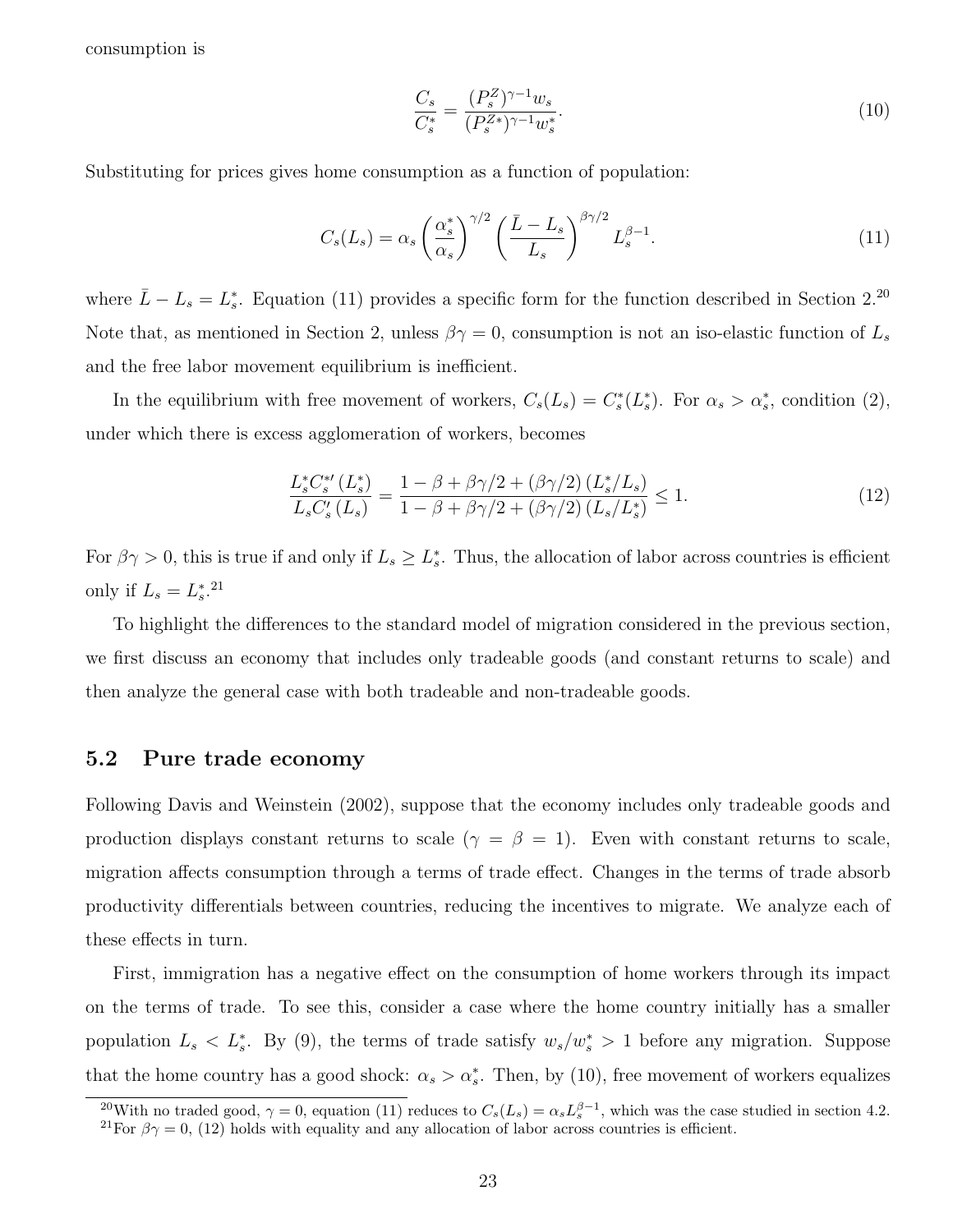consumption is

$$\frac{C_s}{C_s^*} = \frac{(P_s^Z)^{\gamma-1} w_s}{(P_s^{Z*})^{\gamma-1} w_s^*}. \tag{10}$$

Substituting for prices gives home consumption as a function of population:

$$C_s(L_s) = \alpha_s \left(\frac{\alpha_s^*}{\alpha_s}\right)^{\gamma/2} \left(\frac{\bar{L} - L_s}{L_s}\right)^{\beta\gamma/2} L_s^{\beta-1}. \tag{11}$$

where $\bar{L} - L_s = L_s^*$. Equation (11) provides a specific form for the function described in Section 2.[20] Note that, as mentioned in Section 2, unless $\beta\gamma = 0$, consumption is not an iso-elastic function of $L_s$ and the free labor movement equilibrium is inefficient.

In the equilibrium with free movement of workers, $C_s(L_s) = C_s^*(L_s^*)$. For $\alpha_s > \alpha_s^*$, condition (2), under which there is excess agglomeration of workers, becomes

$$\frac{L_s^* C_s^{*\prime}(L_s^*)}{L_s C_s'(L_s)} = \frac{1 - \beta + \beta\gamma/2 + (\beta\gamma/2)(L_s^*/L_s)}{1 - \beta + \beta\gamma/2 + (\beta\gamma/2)(L_s/L_s^*)} \leq 1. \tag{12}$$

For $\beta\gamma > 0$, this is true if and only if $L_s \geq L_s^*$. Thus, the allocation of labor across countries is efficient only if $L_s = L_s^*$.[21]

To highlight the differences to the standard model of migration considered in the previous section, we first discuss an economy that includes only tradeable goods (and constant returns to scale) and then analyze the general case with both tradeable and non-tradeable goods.

## 5.2 Pure trade economy

Following Davis and Weinstein (2002), suppose that the economy includes only tradeable goods and production displays constant returns to scale ($\gamma = \beta = 1$). Even with constant returns to scale, migration affects consumption through a terms of trade effect. Changes in the terms of trade absorb productivity differentials between countries, reducing the incentives to migrate. We analyze each of these effects in turn.

First, immigration has a negative effect on the consumption of home workers through its impact on the terms of trade. To see this, consider a case where the home country initially has a smaller population $L_s < L_s^*$. By (9), the terms of trade satisfy $w_s/w_s^* > 1$ before any migration. Suppose that the home country has a good shock: $\alpha_s > \alpha_s^*$. Then, by (10), free movement of workers equalizes

[20]With no traded good, $\gamma = 0$, equation (11) reduces to $C_s(L_s) = \alpha_s L_s^{\beta-1}$, which was the case studied in section 4.2.

[21]For $\beta\gamma = 0$, (12) holds with equality and any allocation of labor across countries is efficient.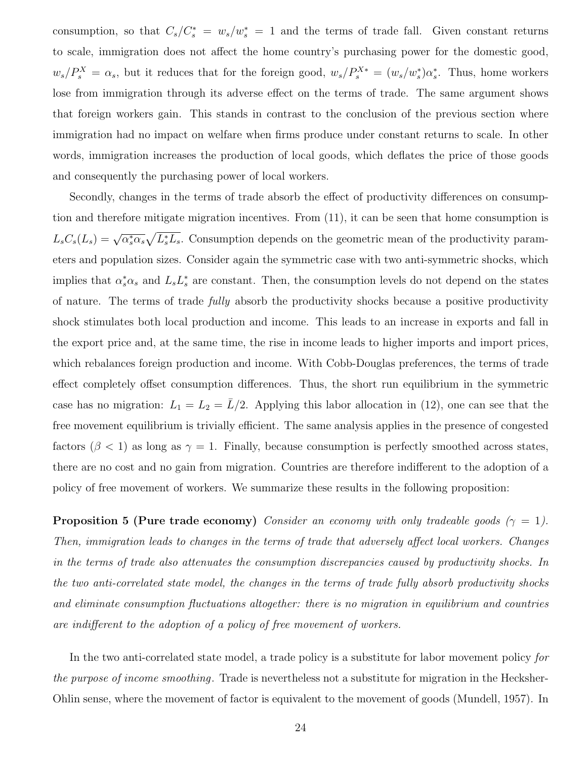consumption, so that $C_s/C_s^* = w_s/w_s^* = 1$ and the terms of trade fall. Given constant returns to scale, immigration does not affect the home country's purchasing power for the domestic good, $w_s/P_s^X = \alpha_s$, but it reduces that for the foreign good, $w_s/P_s^{X*} = (w_s/w_s^*)\alpha_s^*$. Thus, home workers lose from immigration through its adverse effect on the terms of trade. The same argument shows that foreign workers gain. This stands in contrast to the conclusion of the previous section where immigration had no impact on welfare when firms produce under constant returns to scale. In other words, immigration increases the production of local goods, which deflates the price of those goods and consequently the purchasing power of local workers.

Secondly, changes in the terms of trade absorb the effect of productivity differences on consumption and therefore mitigate migration incentives. From (11), it can be seen that home consumption is $L_s C_s(L_s) = \sqrt{\alpha_s^* \alpha_s}\sqrt{L_s^* L_s}$. Consumption depends on the geometric mean of the productivity parameters and population sizes. Consider again the symmetric case with two anti-symmetric shocks, which implies that $\alpha_s^* \alpha_s$ and $L_s L_s^*$ are constant. Then, the consumption levels do not depend on the states of nature. The terms of trade *fully* absorb the productivity shocks because a positive productivity shock stimulates both local production and income. This leads to an increase in exports and fall in the export price and, at the same time, the rise in income leads to higher imports and import prices, which rebalances foreign production and income. With Cobb-Douglas preferences, the terms of trade effect completely offset consumption differences. Thus, the short run equilibrium in the symmetric case has no migration: $L_1 = L_2 = \bar{L}/2$. Applying this labor allocation in (12), one can see that the free movement equilibrium is trivially efficient. The same analysis applies in the presence of congested factors ($\beta < 1$) as long as $\gamma = 1$. Finally, because consumption is perfectly smoothed across states, there are no cost and no gain from migration. Countries are therefore indifferent to the adoption of a policy of free movement of workers. We summarize these results in the following proposition:

**Proposition 5 (Pure trade economy)** *Consider an economy with only tradeable goods ($\gamma = 1$). Then, immigration leads to changes in the terms of trade that adversely affect local workers. Changes in the terms of trade also attenuates the consumption discrepancies caused by productivity shocks. In the two anti-correlated state model, the changes in the terms of trade fully absorb productivity shocks and eliminate consumption fluctuations altogether: there is no migration in equilibrium and countries are indifferent to the adoption of a policy of free movement of workers.*

In the two anti-correlated state model, a trade policy is a substitute for labor movement policy *for the purpose of income smoothing*. Trade is nevertheless not a substitute for migration in the Hecksher-Ohlin sense, where the movement of factor is equivalent to the movement of goods (Mundell, 1957). In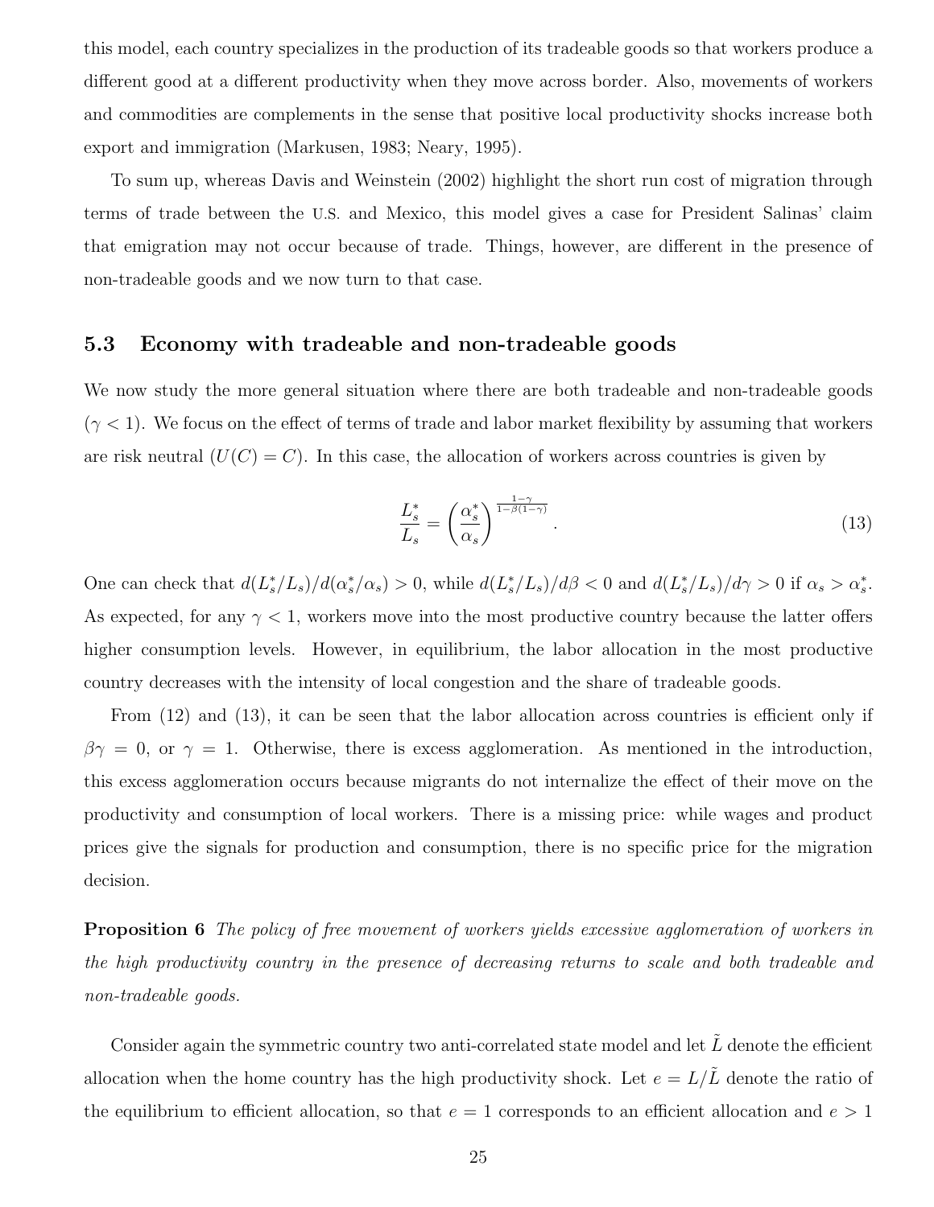this model, each country specializes in the production of its tradeable goods so that workers produce a different good at a different productivity when they move across border. Also, movements of workers and commodities are complements in the sense that positive local productivity shocks increase both export and immigration (Markusen, 1983; Neary, 1995).

To sum up, whereas Davis and Weinstein (2002) highlight the short run cost of migration through terms of trade between the U.S. and Mexico, this model gives a case for President Salinas' claim that emigration may not occur because of trade. Things, however, are different in the presence of non-tradeable goods and we now turn to that case.

### 5.3 Economy with tradeable and non-tradeable goods

We now study the more general situation where there are both tradeable and non-tradeable goods ($\gamma < 1$). We focus on the effect of terms of trade and labor market flexibility by assuming that workers are risk neutral ($U(C) = C$). In this case, the allocation of workers across countries is given by

$$\frac{L_s^*}{L_s} = \left(\frac{\alpha_s^*}{\alpha_s}\right)^{\frac{1-\gamma}{1-\beta(1-\gamma)}}. \tag{13}$$

One can check that $d(L_s^*/L_s)/d(\alpha_s^*/\alpha_s) > 0$, while $d(L_s^*/L_s)/d\beta < 0$ and $d(L_s^*/L_s)/d\gamma > 0$ if $\alpha_s > \alpha_s^*$. As expected, for any $\gamma < 1$, workers move into the most productive country because the latter offers higher consumption levels. However, in equilibrium, the labor allocation in the most productive country decreases with the intensity of local congestion and the share of tradeable goods.

From (12) and (13), it can be seen that the labor allocation across countries is efficient only if $\beta\gamma = 0$, or $\gamma = 1$. Otherwise, there is excess agglomeration. As mentioned in the introduction, this excess agglomeration occurs because migrants do not internalize the effect of their move on the productivity and consumption of local workers. There is a missing price: while wages and product prices give the signals for production and consumption, there is no specific price for the migration decision.

**Proposition 6** *The policy of free movement of workers yields excessive agglomeration of workers in the high productivity country in the presence of decreasing returns to scale and both tradeable and non-tradeable goods.*

Consider again the symmetric country two anti-correlated state model and let $\tilde{L}$ denote the efficient allocation when the home country has the high productivity shock. Let $e = L/\tilde{L}$ denote the ratio of the equilibrium to efficient allocation, so that $e = 1$ corresponds to an efficient allocation and $e > 1$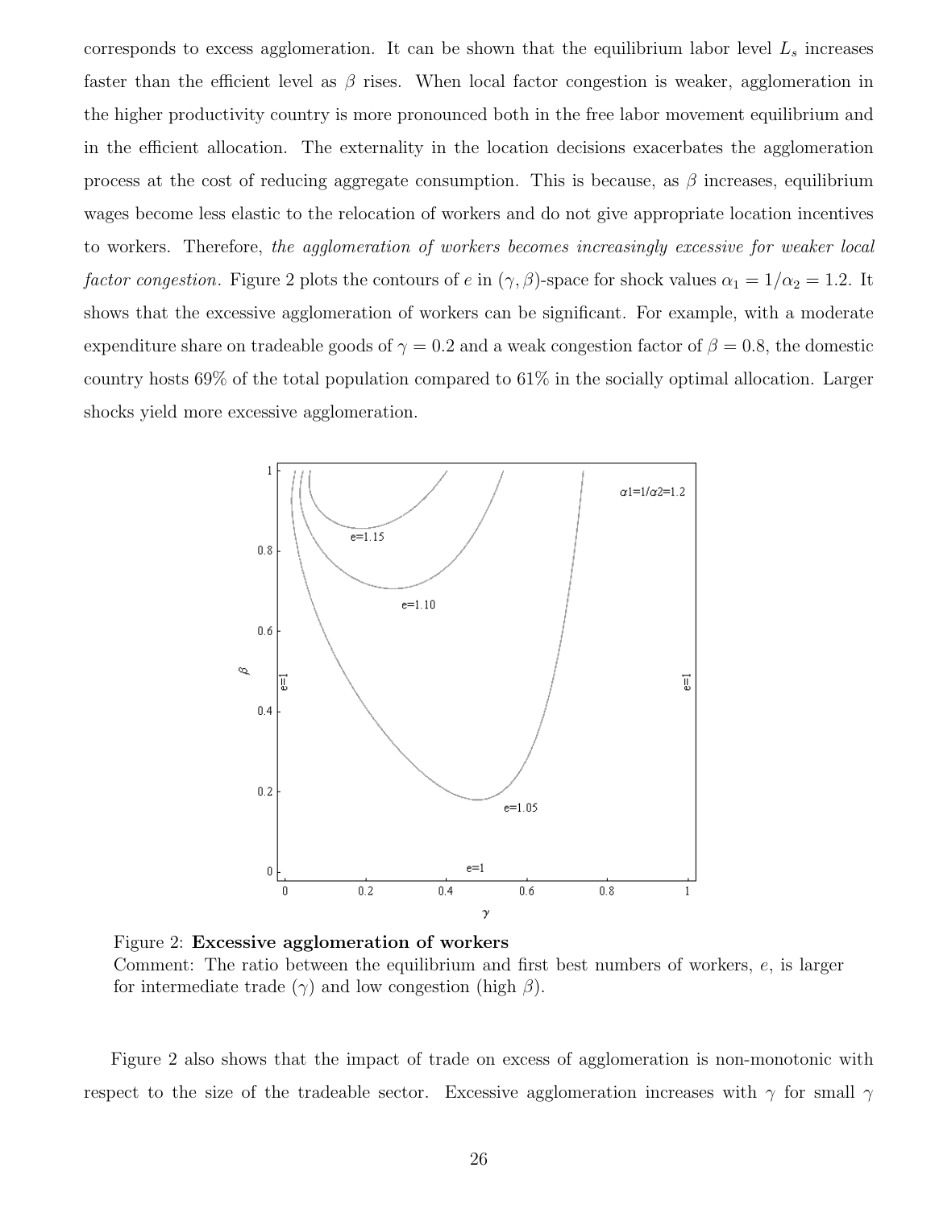corresponds to excess agglomeration. It can be shown that the equilibrium labor level $L_s$ increases faster than the efficient level as $\beta$ rises. When local factor congestion is weaker, agglomeration in the higher productivity country is more pronounced both in the free labor movement equilibrium and in the efficient allocation. The externality in the location decisions exacerbates the agglomeration process at the cost of reducing aggregate consumption. This is because, as $\beta$ increases, equilibrium wages become less elastic to the relocation of workers and do not give appropriate location incentives to workers. Therefore, *the agglomeration of workers becomes increasingly excessive for weaker local factor congestion*. Figure 2 plots the contours of $e$ in $(\gamma, \beta)$-space for shock values $\alpha_1 = 1/\alpha_2 = 1.2$. It shows that the excessive agglomeration of workers can be significant. For example, with a moderate expenditure share on tradeable goods of $\gamma = 0.2$ and a weak congestion factor of $\beta = 0.8$, the domestic country hosts 69% of the total population compared to 61% in the socially optimal allocation. Larger shocks yield more excessive agglomeration.

Figure 2: **Excessive agglomeration of workers**
Comment: The ratio between the equilibrium and first best numbers of workers, $e$, is larger for intermediate trade ($\gamma$) and low congestion (high $\beta$).

Figure 2 also shows that the impact of trade on excess of agglomeration is non-monotonic with respect to the size of the tradeable sector. Excessive agglomeration increases with $\gamma$ for small $\gamma$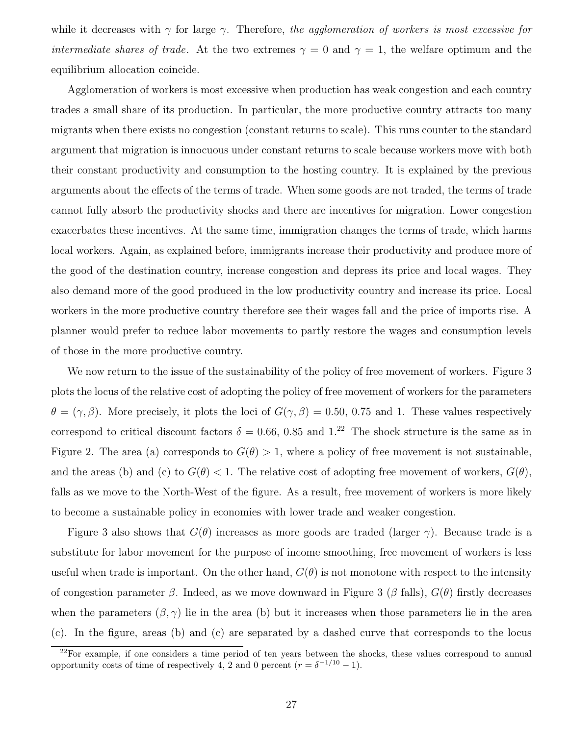while it decreases with $\gamma$ for large $\gamma$. Therefore, *the agglomeration of workers is most excessive for intermediate shares of trade*. At the two extremes $\gamma = 0$ and $\gamma = 1$, the welfare optimum and the equilibrium allocation coincide.

Agglomeration of workers is most excessive when production has weak congestion and each country trades a small share of its production. In particular, the more productive country attracts too many migrants when there exists no congestion (constant returns to scale). This runs counter to the standard argument that migration is innocuous under constant returns to scale because workers move with both their constant productivity and consumption to the hosting country. It is explained by the previous arguments about the effects of the terms of trade. When some goods are not traded, the terms of trade cannot fully absorb the productivity shocks and there are incentives for migration. Lower congestion exacerbates these incentives. At the same time, immigration changes the terms of trade, which harms local workers. Again, as explained before, immigrants increase their productivity and produce more of the good of the destination country, increase congestion and depress its price and local wages. They also demand more of the good produced in the low productivity country and increase its price. Local workers in the more productive country therefore see their wages fall and the price of imports rise. A planner would prefer to reduce labor movements to partly restore the wages and consumption levels of those in the more productive country.

We now return to the issue of the sustainability of the policy of free movement of workers. Figure 3 plots the locus of the relative cost of adopting the policy of free movement of workers for the parameters $\theta = (\gamma, \beta)$. More precisely, it plots the loci of $G(\gamma, \beta) = 0.50$, $0.75$ and $1$. These values respectively correspond to critical discount factors $\delta = 0.66$, $0.85$ and $1$.[22] The shock structure is the same as in Figure 2. The area (a) corresponds to $G(\theta) > 1$, where a policy of free movement is not sustainable, and the areas (b) and (c) to $G(\theta) < 1$. The relative cost of adopting free movement of workers, $G(\theta)$, falls as we move to the North-West of the figure. As a result, free movement of workers is more likely to become a sustainable policy in economies with lower trade and weaker congestion.

Figure 3 also shows that $G(\theta)$ increases as more goods are traded (larger $\gamma$). Because trade is a substitute for labor movement for the purpose of income smoothing, free movement of workers is less useful when trade is important. On the other hand, $G(\theta)$ is not monotone with respect to the intensity of congestion parameter $\beta$. Indeed, as we move downward in Figure 3 ($\beta$ falls), $G(\theta)$ firstly decreases when the parameters $(\beta, \gamma)$ lie in the area (b) but it increases when those parameters lie in the area (c). In the figure, areas (b) and (c) are separated by a dashed curve that corresponds to the locus

[22] For example, if one considers a time period of ten years between the shocks, these values correspond to annual opportunity costs of time of respectively 4, 2 and 0 percent ($r = \delta^{-1/10} - 1$).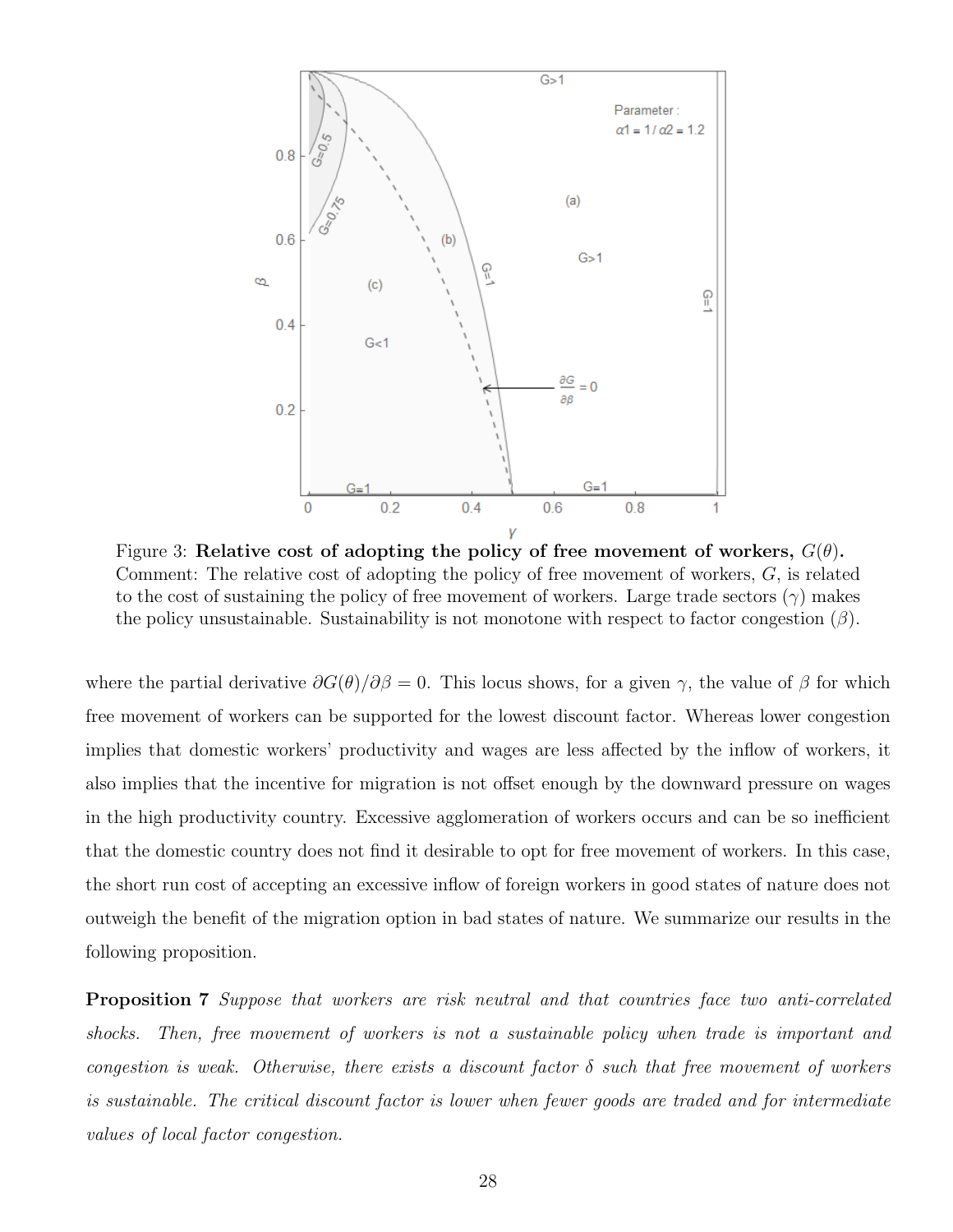Figure 3: **Relative cost of adopting the policy of free movement of workers,** $G(\theta)$**.** Comment: The relative cost of adopting the policy of free movement of workers, $G$, is related to the cost of sustaining the policy of free movement of workers. Large trade sectors ($\gamma$) makes the policy unsustainable. Sustainability is not monotone with respect to factor congestion ($\beta$).

where the partial derivative $\partial G(\theta)/\partial \beta = 0$. This locus shows, for a given $\gamma$, the value of $\beta$ for which free movement of workers can be supported for the lowest discount factor. Whereas lower congestion implies that domestic workers' productivity and wages are less affected by the inflow of workers, it also implies that the incentive for migration is not offset enough by the downward pressure on wages in the high productivity country. Excessive agglomeration of workers occurs and can be so inefficient that the domestic country does not find it desirable to opt for free movement of workers. In this case, the short run cost of accepting an excessive inflow of foreign workers in good states of nature does not outweigh the benefit of the migration option in bad states of nature. We summarize our results in the following proposition.

**Proposition 7** *Suppose that workers are risk neutral and that countries face two anti-correlated shocks. Then, free movement of workers is not a sustainable policy when trade is important and congestion is weak. Otherwise, there exists a discount factor $\delta$ such that free movement of workers is sustainable. The critical discount factor is lower when fewer goods are traded and for intermediate values of local factor congestion.*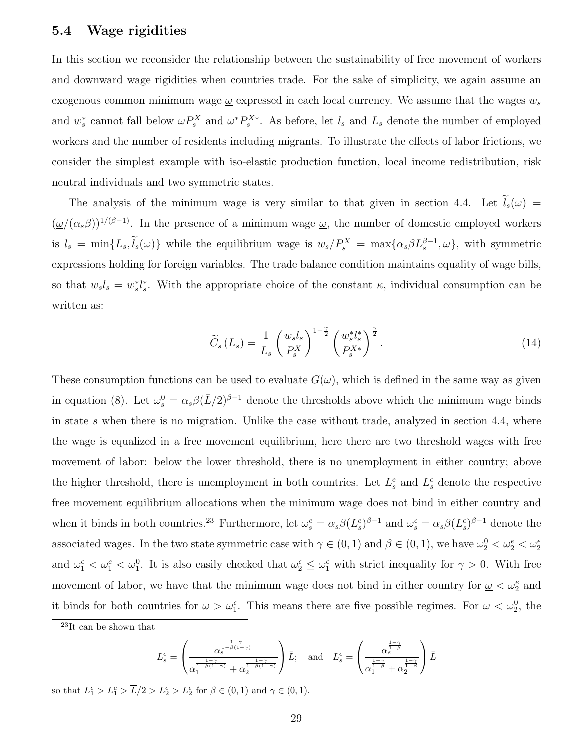### 5.4 Wage rigidities

In this section we reconsider the relationship between the sustainability of free movement of workers and downward wage rigidities when countries trade. For the sake of simplicity, we again assume an exogenous common minimum wage $\underline{\omega}$ expressed in each local currency. We assume that the wages $w_s$ and $w_s^*$ cannot fall below $\underline{\omega}P_s^X$ and $\underline{\omega}^* P_s^{X*}$. As before, let $l_s$ and $L_s$ denote the number of employed workers and the number of residents including migrants. To illustrate the effects of labor frictions, we consider the simplest example with iso-elastic production function, local income redistribution, risk neutral individuals and two symmetric states.

The analysis of the minimum wage is very similar to that given in section 4.4. Let $\widetilde{l}_s(\underline{\omega}) = (\underline{\omega}/(\alpha_s\beta))^{1/(\beta-1)}$. In the presence of a minimum wage $\underline{\omega}$, the number of domestic employed workers is $l_s = \min\{L_s, \widetilde{l}_s(\underline{\omega})\}$ while the equilibrium wage is $w_s/P_s^X = \max\{\alpha_s\beta L_s^{\beta-1}, \underline{\omega}\}$, with symmetric expressions holding for foreign variables. The trade balance condition maintains equality of wage bills, so that $w_s l_s = w_s^* l_s^*$. With the appropriate choice of the constant $\kappa$, individual consumption can be written as:

$$\widetilde{C}_s(L_s) = \frac{1}{L_s}\left(\frac{w_s l_s}{P_s^X}\right)^{1-\frac{\gamma}{2}}\left(\frac{w_s^* l_s^*}{P_s^{X*}}\right)^{\frac{\gamma}{2}}. \tag{14}$$

These consumption functions can be used to evaluate $G(\underline{\omega})$, which is defined in the same way as given in equation (8). Let $\omega_s^0 = \alpha_s\beta(\bar{L}/2)^{\beta-1}$ denote the thresholds above which the minimum wage binds in state $s$ when there is no migration. Unlike the case without trade, analyzed in section 4.4, where the wage is equalized in a free movement equilibrium, here there are two threshold wages with free movement of labor: below the lower threshold, there is no unemployment in either country; above the higher threshold, there is unemployment in both countries. Let $L_s^e$ and $L_s^\epsilon$ denote the respective free movement equilibrium allocations when the minimum wage does not bind in either country and when it binds in both countries.[23] Furthermore, let $\omega_s^e = \alpha_s\beta(L_s^e)^{\beta-1}$ and $\omega_s^\epsilon = \alpha_s\beta(L_s^\epsilon)^{\beta-1}$ denote the associated wages. In the two state symmetric case with $\gamma \in (0,1)$ and $\beta \in (0,1)$, we have $\omega_2^0 < \omega_2^e < \omega_2^\epsilon$ and $\omega_1^\epsilon < \omega_1^e < \omega_1^0$. It is also easily checked that $\omega_2^e \leq \omega_1^\epsilon$ with strict inequality for $\gamma > 0$. With free movement of labor, we have that the minimum wage does not bind in either country for $\underline{\omega} < \omega_2^e$ and it binds for both countries for $\underline{\omega} > \omega_1^\epsilon$. This means there are five possible regimes. For $\underline{\omega} < \omega_2^0$, the

[23] It can be shown that

$$L_s^e = \left(\frac{\alpha_s^{\frac{1-\gamma}{1-\beta(1-\gamma)}}}{\alpha_1^{\frac{1-\gamma}{1-\beta(1-\gamma)}} + \alpha_2^{\frac{1-\gamma}{1-\beta(1-\gamma)}}}\right)\bar{L}; \quad \text{and} \quad L_s^\epsilon = \left(\frac{\alpha_s^{\frac{1-\gamma}{1-\beta}}}{\alpha_1^{\frac{1-\gamma}{1-\beta}} + \alpha_2^{\frac{1-\gamma}{1-\beta}}}\right)\bar{L}$$

so that $L_1^\epsilon > L_1^e > \overline{L}/2 > L_2^e > L_2^\epsilon$ for $\beta \in (0,1)$ and $\gamma \in (0,1)$.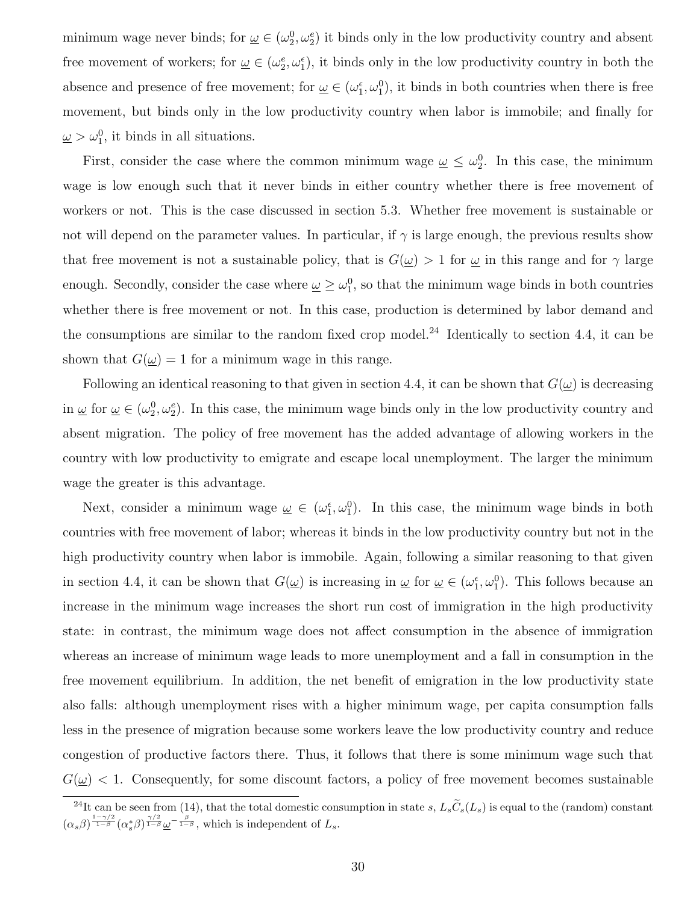minimum wage never binds; for $\underline{\omega} \in (\omega_2^0, \omega_2^e)$ it binds only in the low productivity country and absent free movement of workers; for $\underline{\omega} \in (\omega_2^e, \omega_1^\epsilon)$, it binds only in the low productivity country in both the absence and presence of free movement; for $\underline{\omega} \in (\omega_1^\epsilon, \omega_1^0)$, it binds in both countries when there is free movement, but binds only in the low productivity country when labor is immobile; and finally for $\underline{\omega} > \omega_1^0$, it binds in all situations.

First, consider the case where the common minimum wage $\underline{\omega} \leq \omega_2^0$. In this case, the minimum wage is low enough such that it never binds in either country whether there is free movement of workers or not. This is the case discussed in section 5.3. Whether free movement is sustainable or not will depend on the parameter values. In particular, if $\gamma$ is large enough, the previous results show that free movement is not a sustainable policy, that is $G(\underline{\omega}) > 1$ for $\underline{\omega}$ in this range and for $\gamma$ large enough. Secondly, consider the case where $\underline{\omega} \geq \omega_1^0$, so that the minimum wage binds in both countries whether there is free movement or not. In this case, production is determined by labor demand and the consumptions are similar to the random fixed crop model.[24] Identically to section 4.4, it can be shown that $G(\underline{\omega}) = 1$ for a minimum wage in this range.

Following an identical reasoning to that given in section 4.4, it can be shown that $G(\underline{\omega})$ is decreasing in $\underline{\omega}$ for $\underline{\omega} \in (\omega_2^0, \omega_2^e)$. In this case, the minimum wage binds only in the low productivity country and absent migration. The policy of free movement has the added advantage of allowing workers in the country with low productivity to emigrate and escape local unemployment. The larger the minimum wage the greater is this advantage.

Next, consider a minimum wage $\underline{\omega} \in (\omega_1^\epsilon, \omega_1^0)$. In this case, the minimum wage binds in both countries with free movement of labor; whereas it binds in the low productivity country but not in the high productivity country when labor is immobile. Again, following a similar reasoning to that given in section 4.4, it can be shown that $G(\underline{\omega})$ is increasing in $\underline{\omega}$ for $\underline{\omega} \in (\omega_1^\epsilon, \omega_1^0)$. This follows because an increase in the minimum wage increases the short run cost of immigration in the high productivity state: in contrast, the minimum wage does not affect consumption in the absence of immigration whereas an increase of minimum wage leads to more unemployment and a fall in consumption in the free movement equilibrium. In addition, the net benefit of emigration in the low productivity state also falls: although unemployment rises with a higher minimum wage, per capita consumption falls less in the presence of migration because some workers leave the low productivity country and reduce congestion of productive factors there. Thus, it follows that there is some minimum wage such that $G(\underline{\omega}) < 1$. Consequently, for some discount factors, a policy of free movement becomes sustainable

[24] It can be seen from (14), that the total domestic consumption in state $s$, $L_s \widetilde{C}_s(L_s)$ is equal to the (random) constant $(\alpha_s \beta)^{\frac{1-\gamma/2}{1-\beta}} (\alpha_s^* \beta)^{\frac{\gamma/2}{1-\beta}} \underline{\omega}^{-\frac{\beta}{1-\beta}}$, which is independent of $L_s$.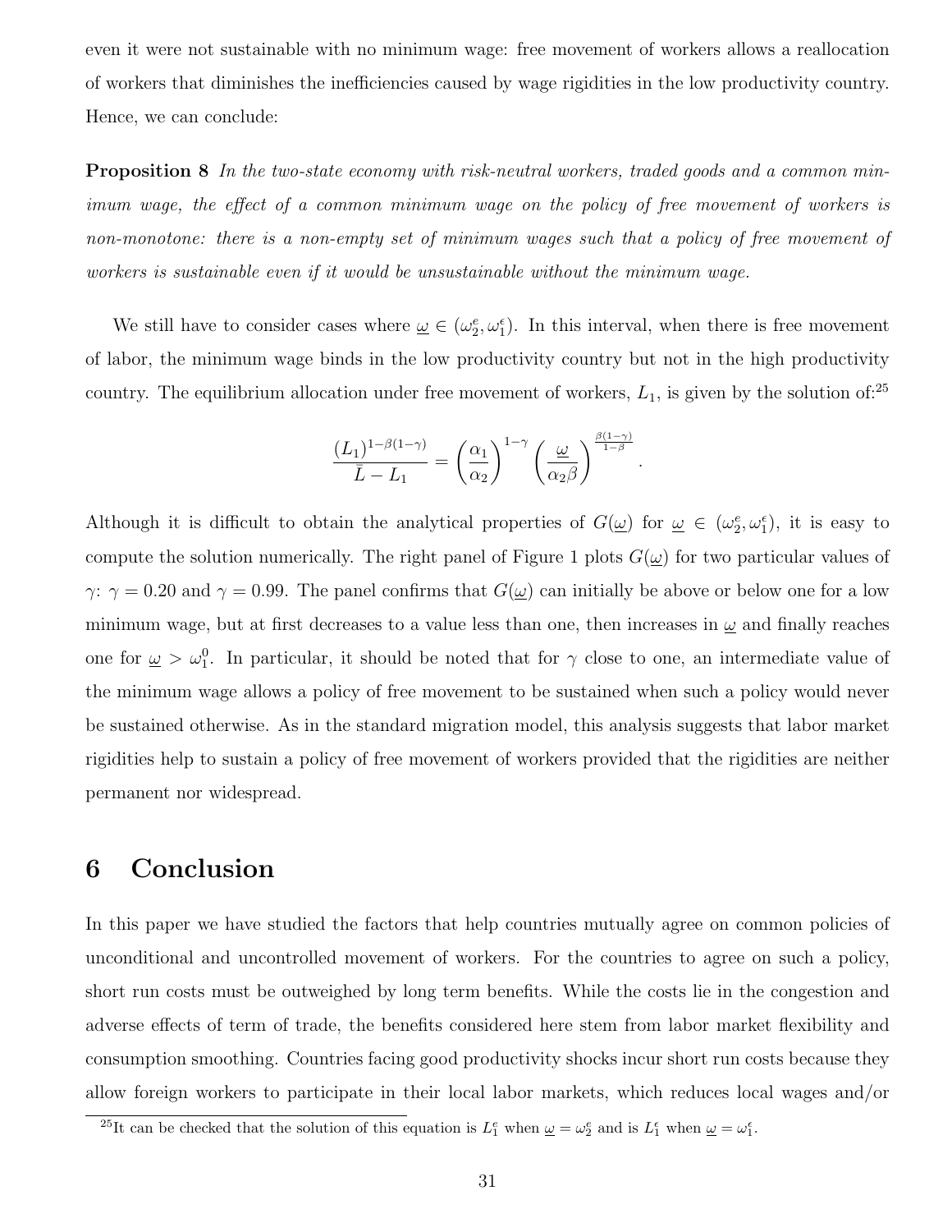even it were not sustainable with no minimum wage: free movement of workers allows a reallocation of workers that diminishes the inefficiencies caused by wage rigidities in the low productivity country. Hence, we can conclude:

**Proposition 8** *In the two-state economy with risk-neutral workers, traded goods and a common minimum wage, the effect of a common minimum wage on the policy of free movement of workers is non-monotone: there is a non-empty set of minimum wages such that a policy of free movement of workers is sustainable even if it would be unsustainable without the minimum wage.*

We still have to consider cases where $\underline{\omega} \in (\omega_2^e, \omega_1^\epsilon)$. In this interval, when there is free movement of labor, the minimum wage binds in the low productivity country but not in the high productivity country. The equilibrium allocation under free movement of workers, $L_1$, is given by the solution of:[25]

$$\frac{(L_1)^{1-\beta(1-\gamma)}}{\bar{L} - L_1} = \left(\frac{\alpha_1}{\alpha_2}\right)^{1-\gamma} \left(\frac{\underline{\omega}}{\alpha_2 \beta}\right)^{\frac{\beta(1-\gamma)}{1-\beta}}.$$

Although it is difficult to obtain the analytical properties of $G(\underline{\omega})$ for $\underline{\omega} \in (\omega_2^e, \omega_1^\epsilon)$, it is easy to compute the solution numerically. The right panel of Figure 1 plots $G(\underline{\omega})$ for two particular values of $\gamma$: $\gamma = 0.20$ and $\gamma = 0.99$. The panel confirms that $G(\underline{\omega})$ can initially be above or below one for a low minimum wage, but at first decreases to a value less than one, then increases in $\underline{\omega}$ and finally reaches one for $\underline{\omega} > \omega_1^0$. In particular, it should be noted that for $\gamma$ close to one, an intermediate value of the minimum wage allows a policy of free movement to be sustained when such a policy would never be sustained otherwise. As in the standard migration model, this analysis suggests that labor market rigidities help to sustain a policy of free movement of workers provided that the rigidities are neither permanent nor widespread.

# 6 Conclusion

In this paper we have studied the factors that help countries mutually agree on common policies of unconditional and uncontrolled movement of workers. For the countries to agree on such a policy, short run costs must be outweighed by long term benefits. While the costs lie in the congestion and adverse effects of term of trade, the benefits considered here stem from labor market flexibility and consumption smoothing. Countries facing good productivity shocks incur short run costs because they allow foreign workers to participate in their local labor markets, which reduces local wages and/or

[25] It can be checked that the solution of this equation is $L_1^e$ when $\underline{\omega} = \omega_2^e$ and is $L_1^\epsilon$ when $\underline{\omega} = \omega_1^\epsilon$.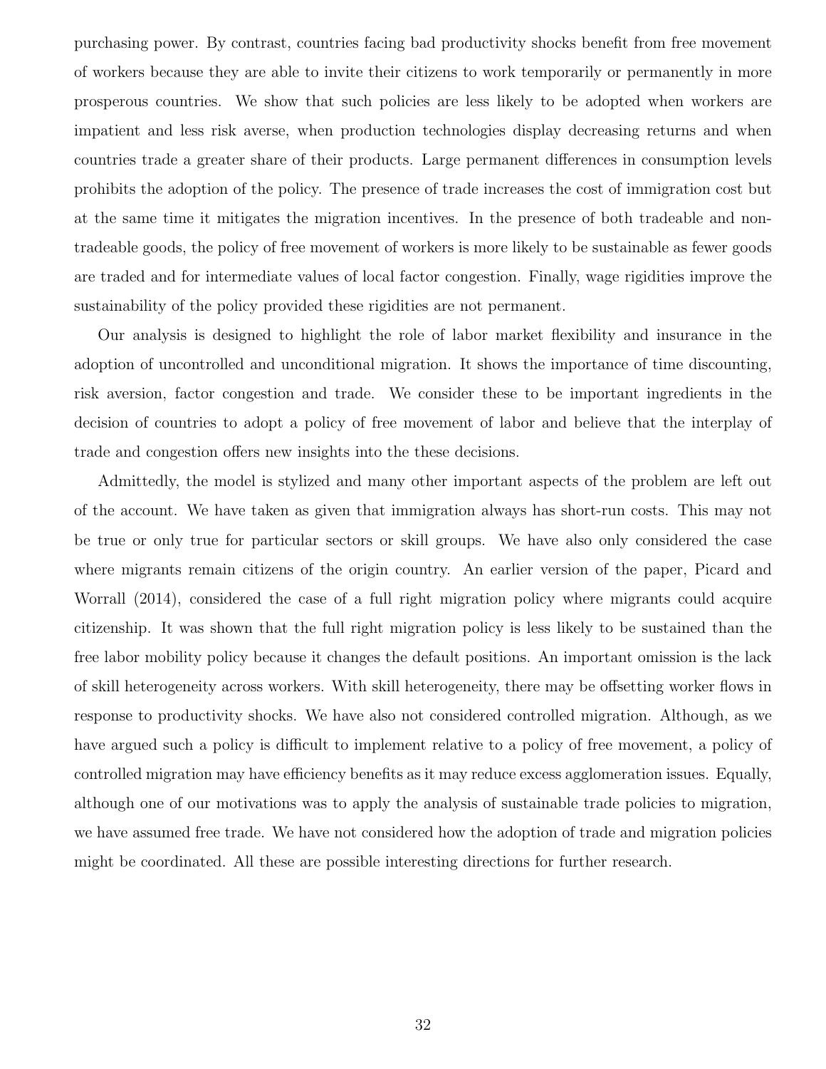purchasing power. By contrast, countries facing bad productivity shocks benefit from free movement of workers because they are able to invite their citizens to work temporarily or permanently in more prosperous countries. We show that such policies are less likely to be adopted when workers are impatient and less risk averse, when production technologies display decreasing returns and when countries trade a greater share of their products. Large permanent differences in consumption levels prohibits the adoption of the policy. The presence of trade increases the cost of immigration cost but at the same time it mitigates the migration incentives. In the presence of both tradeable and non-tradeable goods, the policy of free movement of workers is more likely to be sustainable as fewer goods are traded and for intermediate values of local factor congestion. Finally, wage rigidities improve the sustainability of the policy provided these rigidities are not permanent.

Our analysis is designed to highlight the role of labor market flexibility and insurance in the adoption of uncontrolled and unconditional migration. It shows the importance of time discounting, risk aversion, factor congestion and trade. We consider these to be important ingredients in the decision of countries to adopt a policy of free movement of labor and believe that the interplay of trade and congestion offers new insights into the these decisions.

Admittedly, the model is stylized and many other important aspects of the problem are left out of the account. We have taken as given that immigration always has short-run costs. This may not be true or only true for particular sectors or skill groups. We have also only considered the case where migrants remain citizens of the origin country. An earlier version of the paper, Picard and Worrall (2014), considered the case of a full right migration policy where migrants could acquire citizenship. It was shown that the full right migration policy is less likely to be sustained than the free labor mobility policy because it changes the default positions. An important omission is the lack of skill heterogeneity across workers. With skill heterogeneity, there may be offsetting worker flows in response to productivity shocks. We have also not considered controlled migration. Although, as we have argued such a policy is difficult to implement relative to a policy of free movement, a policy of controlled migration may have efficiency benefits as it may reduce excess agglomeration issues. Equally, although one of our motivations was to apply the analysis of sustainable trade policies to migration, we have assumed free trade. We have not considered how the adoption of trade and migration policies might be coordinated. All these are possible interesting directions for further research.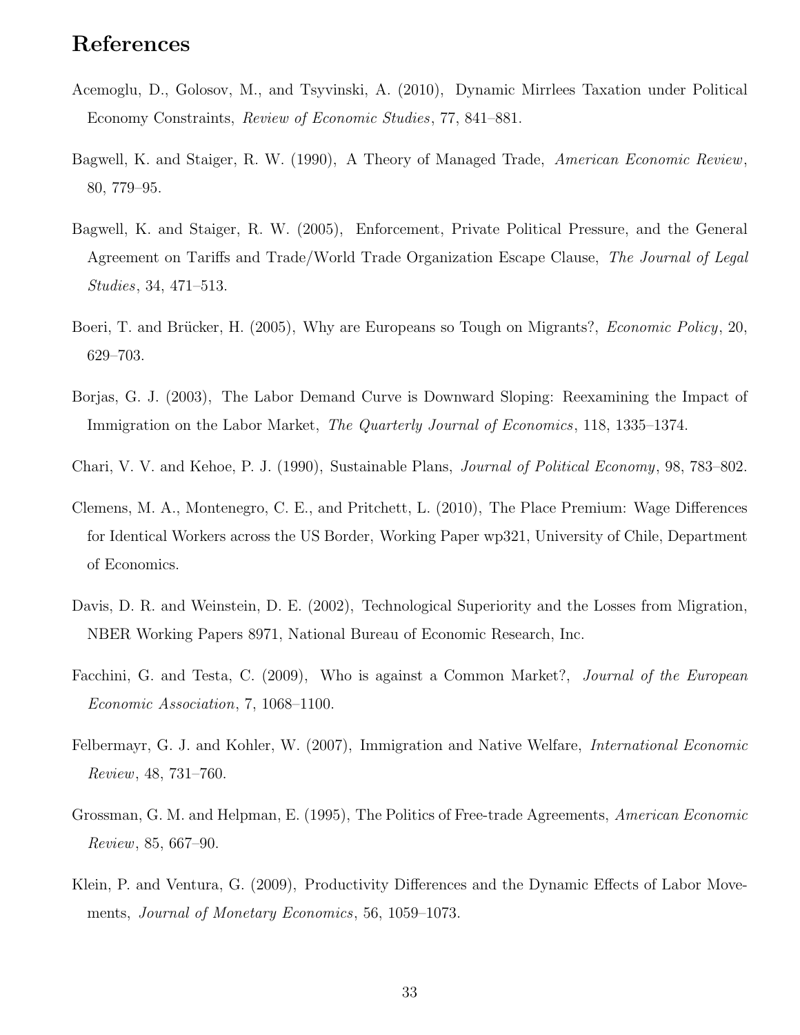# References

Acemoglu, D., Golosov, M., and Tsyvinski, A. (2010), Dynamic Mirrlees Taxation under Political Economy Constraints, *Review of Economic Studies*, 77, 841–881.

Bagwell, K. and Staiger, R. W. (1990), A Theory of Managed Trade, *American Economic Review*, 80, 779–95.

Bagwell, K. and Staiger, R. W. (2005), Enforcement, Private Political Pressure, and the General Agreement on Tariffs and Trade/World Trade Organization Escape Clause, *The Journal of Legal Studies*, 34, 471–513.

Boeri, T. and Brücker, H. (2005), Why are Europeans so Tough on Migrants?, *Economic Policy*, 20, 629–703.

Borjas, G. J. (2003), The Labor Demand Curve is Downward Sloping: Reexamining the Impact of Immigration on the Labor Market, *The Quarterly Journal of Economics*, 118, 1335–1374.

Chari, V. V. and Kehoe, P. J. (1990), Sustainable Plans, *Journal of Political Economy*, 98, 783–802.

Clemens, M. A., Montenegro, C. E., and Pritchett, L. (2010), The Place Premium: Wage Differences for Identical Workers across the US Border, Working Paper wp321, University of Chile, Department of Economics.

Davis, D. R. and Weinstein, D. E. (2002), Technological Superiority and the Losses from Migration, NBER Working Papers 8971, National Bureau of Economic Research, Inc.

Facchini, G. and Testa, C. (2009), Who is against a Common Market?, *Journal of the European Economic Association*, 7, 1068–1100.

Felbermayr, G. J. and Kohler, W. (2007), Immigration and Native Welfare, *International Economic Review*, 48, 731–760.

Grossman, G. M. and Helpman, E. (1995), The Politics of Free-trade Agreements, *American Economic Review*, 85, 667–90.

Klein, P. and Ventura, G. (2009), Productivity Differences and the Dynamic Effects of Labor Movements, *Journal of Monetary Economics*, 56, 1059–1073.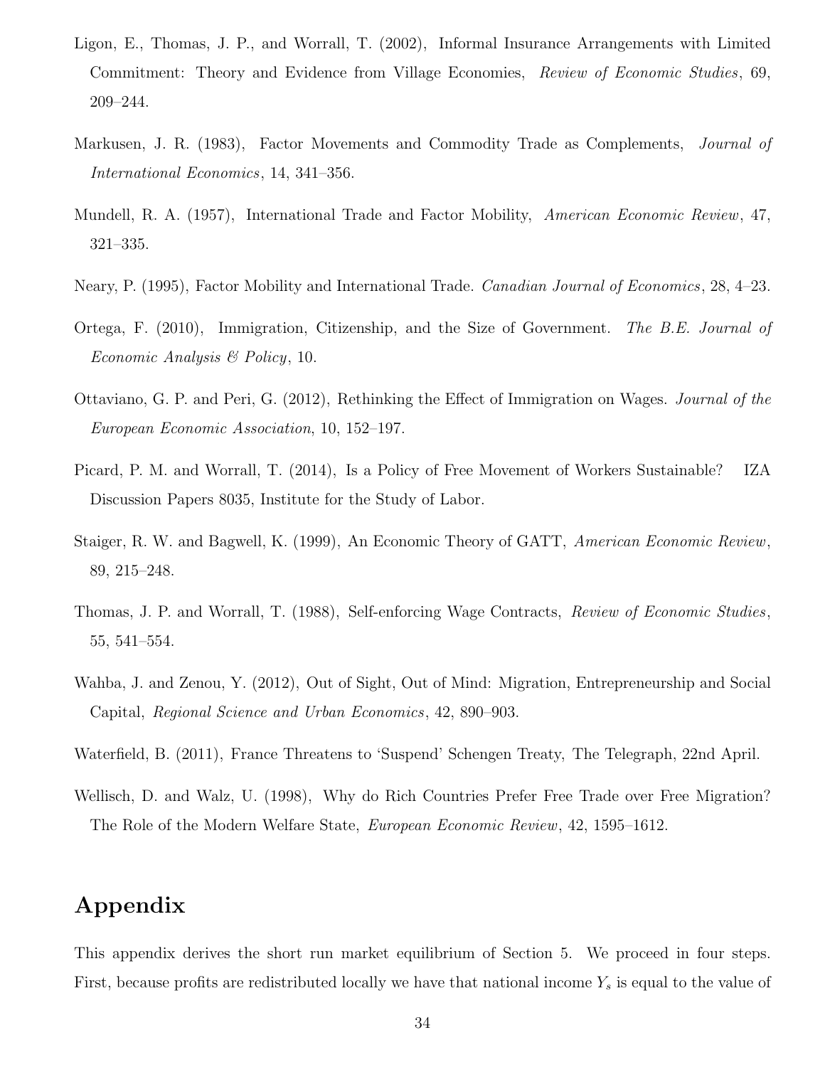Ligon, E., Thomas, J. P., and Worrall, T. (2002), Informal Insurance Arrangements with Limited Commitment: Theory and Evidence from Village Economies, *Review of Economic Studies*, 69, 209–244.

Markusen, J. R. (1983), Factor Movements and Commodity Trade as Complements, *Journal of International Economics*, 14, 341–356.

Mundell, R. A. (1957), International Trade and Factor Mobility, *American Economic Review*, 47, 321–335.

Neary, P. (1995), Factor Mobility and International Trade. *Canadian Journal of Economics*, 28, 4–23.

Ortega, F. (2010), Immigration, Citizenship, and the Size of Government. *The B.E. Journal of Economic Analysis & Policy*, 10.

Ottaviano, G. P. and Peri, G. (2012), Rethinking the Effect of Immigration on Wages. *Journal of the European Economic Association*, 10, 152–197.

Picard, P. M. and Worrall, T. (2014), Is a Policy of Free Movement of Workers Sustainable? IZA Discussion Papers 8035, Institute for the Study of Labor.

Staiger, R. W. and Bagwell, K. (1999), An Economic Theory of GATT, *American Economic Review*, 89, 215–248.

Thomas, J. P. and Worrall, T. (1988), Self-enforcing Wage Contracts, *Review of Economic Studies*, 55, 541–554.

Wahba, J. and Zenou, Y. (2012), Out of Sight, Out of Mind: Migration, Entrepreneurship and Social Capital, *Regional Science and Urban Economics*, 42, 890–903.

Waterfield, B. (2011), France Threatens to 'Suspend' Schengen Treaty, The Telegraph, 22nd April.

Wellisch, D. and Walz, U. (1998), Why do Rich Countries Prefer Free Trade over Free Migration? The Role of the Modern Welfare State, *European Economic Review*, 42, 1595–1612.

# Appendix

This appendix derives the short run market equilibrium of Section 5. We proceed in four steps. First, because profits are redistributed locally we have that national income $Y_s$ is equal to the value of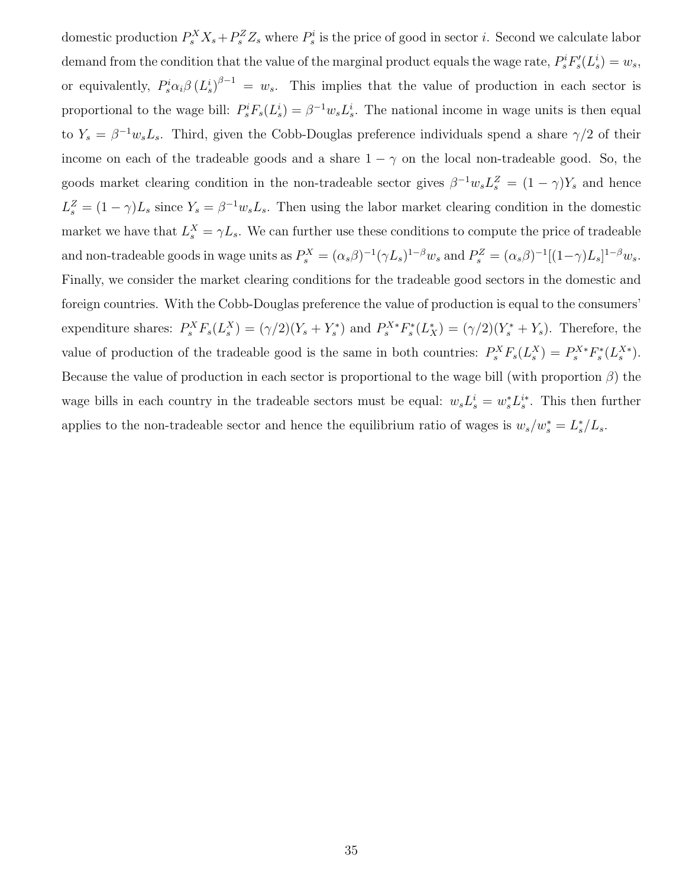domestic production $P_s^X X_s + P_s^Z Z_s$ where $P_s^i$ is the price of good in sector $i$. Second we calculate labor demand from the condition that the value of the marginal product equals the wage rate, $P_s^i F_s'(L_s^i) = w_s$, or equivalently, $P_s^i \alpha_i \beta \left(L_s^i\right)^{\beta-1} = w_s$. This implies that the value of production in each sector is proportional to the wage bill: $P_s^i F_s(L_s^i) = \beta^{-1} w_s L_s^i$. The national income in wage units is then equal to $Y_s = \beta^{-1} w_s L_s$. Third, given the Cobb-Douglas preference individuals spend a share $\gamma/2$ of their income on each of the tradeable goods and a share $1-\gamma$ on the local non-tradeable good. So, the goods market clearing condition in the non-tradeable sector gives $\beta^{-1} w_s L_s^Z = (1-\gamma) Y_s$ and hence $L_s^Z = (1-\gamma) L_s$ since $Y_s = \beta^{-1} w_s L_s$. Then using the labor market clearing condition in the domestic market we have that $L_s^X = \gamma L_s$. We can further use these conditions to compute the price of tradeable and non-tradeable goods in wage units as $P_s^X = (\alpha_s \beta)^{-1} (\gamma L_s)^{1-\beta} w_s$ and $P_s^Z = (\alpha_s \beta)^{-1} [(1-\gamma) L_s]^{1-\beta} w_s$. Finally, we consider the market clearing conditions for the tradeable good sectors in the domestic and foreign countries. With the Cobb-Douglas preference the value of production is equal to the consumers' expenditure shares: $P_s^X F_s(L_s^X) = (\gamma/2)(Y_s + Y_s^*)$ and $P_s^{X*} F_s^*(L_X^*) = (\gamma/2)(Y_s^* + Y_s)$. Therefore, the value of production of the tradeable good is the same in both countries: $P_s^X F_s(L_s^X) = P_s^{X*} F_s^*(L_s^{X*})$. Because the value of production in each sector is proportional to the wage bill (with proportion $\beta$) the wage bills in each country in the tradeable sectors must be equal: $w_s L_s^i = w_s^* L_s^{i*}$. This then further applies to the non-tradeable sector and hence the equilibrium ratio of wages is $w_s / w_s^* = L_s^* / L_s$.